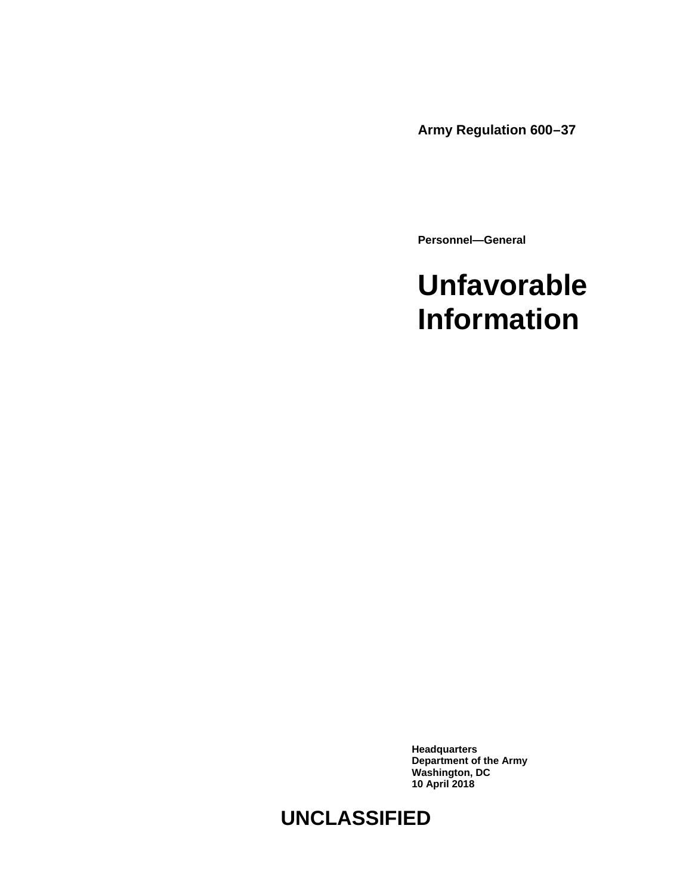**Army Regulation 600–37**

**Personnel—General**

# Unfavorable Information

**Headquarters**
**Department of the Army**
**Washington, DC**
**10 April 2018**

**UNCLASSIFIED**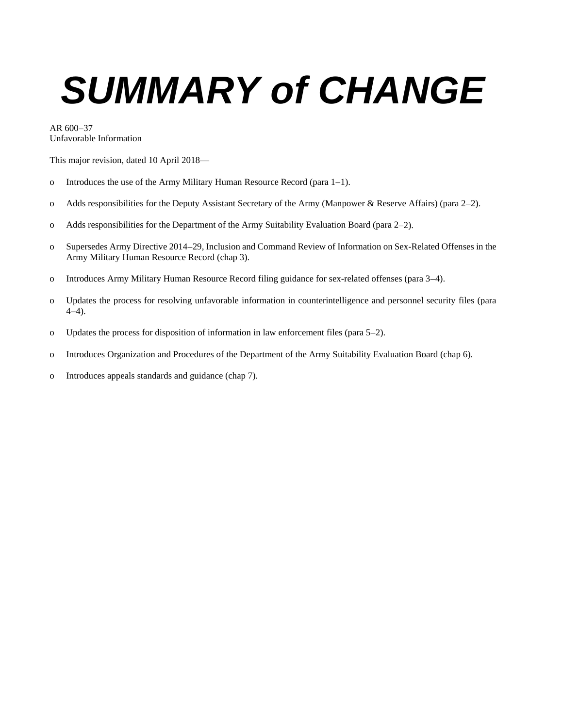# SUMMARY of CHANGE

AR 600–37
Unfavorable Information

This major revision, dated 10 April 2018—

- o Introduces the use of the Army Military Human Resource Record (para 1–1).
- o Adds responsibilities for the Deputy Assistant Secretary of the Army (Manpower & Reserve Affairs) (para 2–2).
- o Adds responsibilities for the Department of the Army Suitability Evaluation Board (para 2–2).
- o Supersedes Army Directive 2014–29, Inclusion and Command Review of Information on Sex-Related Offenses in the Army Military Human Resource Record (chap 3).
- o Introduces Army Military Human Resource Record filing guidance for sex-related offenses (para 3–4).
- o Updates the process for resolving unfavorable information in counterintelligence and personnel security files (para 4–4).
- o Updates the process for disposition of information in law enforcement files (para 5–2).
- o Introduces Organization and Procedures of the Department of the Army Suitability Evaluation Board (chap 6).
- o Introduces appeals standards and guidance (chap 7).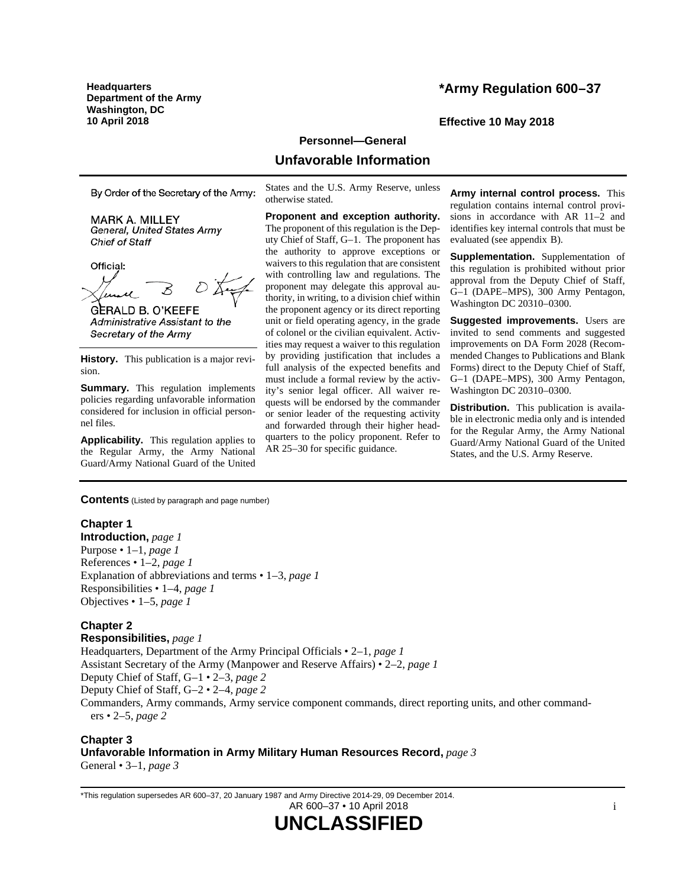Headquarters
Department of the Army
Washington, DC
10 April 2018

# *Army Regulation 600–37

**Effective 10 May 2018**

## Personnel—General

## Unfavorable Information

By Order of the Secretary of the Army:

MARK A. MILLEY
*General, United States Army*
*Chief of Staff*

Official:

GERALD B. O'KEEFE
*Administrative Assistant to the Secretary of the Army*

**History.** This publication is a major revision.

**Summary.** This regulation implements policies regarding unfavorable information considered for inclusion in official personnel files.

**Applicability.** This regulation applies to the Regular Army, the Army National Guard/Army National Guard of the United States and the U.S. Army Reserve, unless otherwise stated.

**Proponent and exception authority.** The proponent of this regulation is the Deputy Chief of Staff, G–1. The proponent has the authority to approve exceptions or waivers to this regulation that are consistent with controlling law and regulations. The proponent may delegate this approval authority, in writing, to a division chief within the proponent agency or its direct reporting unit or field operating agency, in the grade of colonel or the civilian equivalent. Activities may request a waiver to this regulation by providing justification that includes a full analysis of the expected benefits and must include a formal review by the activity's senior legal officer. All waiver requests will be endorsed by the commander or senior leader of the requesting activity and forwarded through their higher headquarters to the policy proponent. Refer to AR 25–30 for specific guidance.

**Army internal control process.** This regulation contains internal control provisions in accordance with AR 11–2 and identifies key internal controls that must be evaluated (see appendix B).

**Supplementation.** Supplementation of this regulation is prohibited without prior approval from the Deputy Chief of Staff, G–1 (DAPE–MPS), 300 Army Pentagon, Washington DC 20310–0300.

**Suggested improvements.** Users are invited to send comments and suggested improvements on DA Form 2028 (Recommended Changes to Publications and Blank Forms) direct to the Deputy Chief of Staff, G–1 (DAPE–MPS), 300 Army Pentagon, Washington DC 20310–0300.

**Distribution.** This publication is available in electronic media only and is intended for the Regular Army, the Army National Guard/Army National Guard of the United States, and the U.S. Army Reserve.

**Contents** (Listed by paragraph and page number)

**Chapter 1**
**Introduction,** *page 1*
Purpose • 1–1, *page 1*
References • 1–2, *page 1*
Explanation of abbreviations and terms • 1–3, *page 1*
Responsibilities • 1–4, *page 1*
Objectives • 1–5, *page 1*

**Chapter 2**
**Responsibilities,** *page 1*
Headquarters, Department of the Army Principal Officials • 2–1, *page 1*
Assistant Secretary of the Army (Manpower and Reserve Affairs) • 2–2, *page 1*
Deputy Chief of Staff, G–1 • 2–3, *page 2*
Deputy Chief of Staff, G–2 • 2–4, *page 2*
Commanders, Army commands, Army service component commands, direct reporting units, and other commanders • 2–5, *page 2*

**Chapter 3**
**Unfavorable Information in Army Military Human Resources Record,** *page 3*
General • 3–1, *page 3*

*This regulation supersedes AR 600–37, 20 January 1987 and Army Directive 2014-29, 09 December 2014.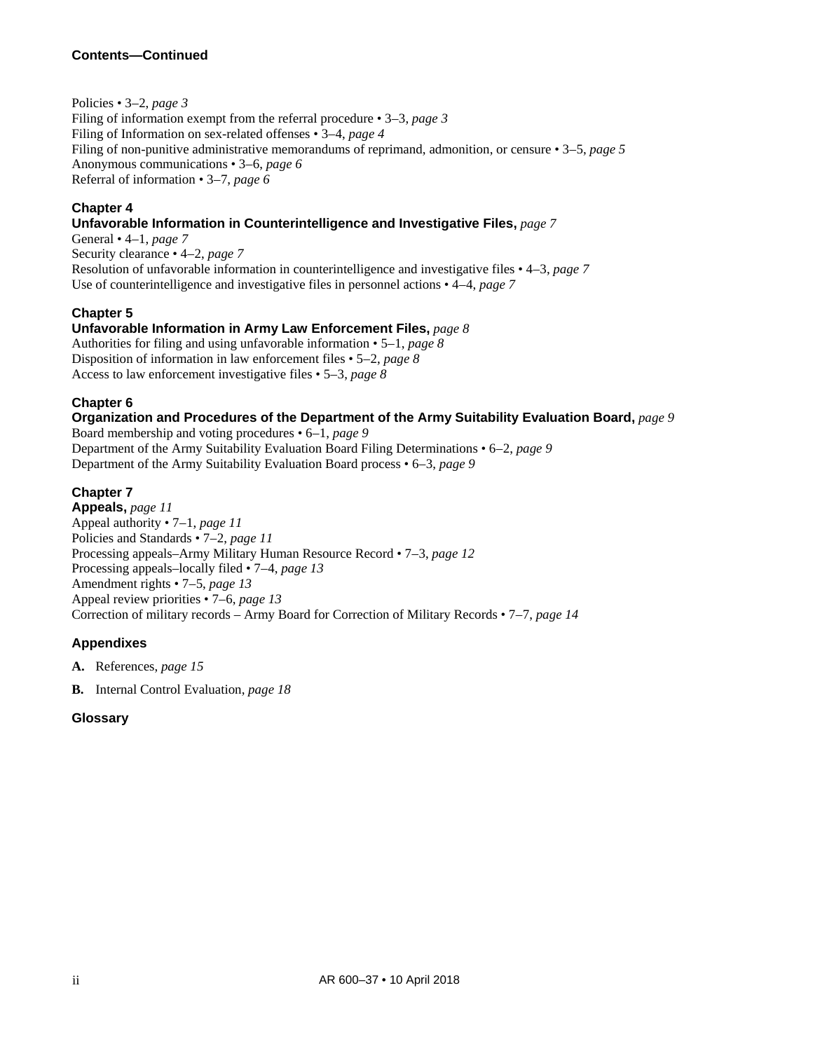**Contents—Continued**

Policies • 3–2, *page 3*
Filing of information exempt from the referral procedure • 3–3, *page 3*
Filing of Information on sex-related offenses • 3–4, *page 4*
Filing of non-punitive administrative memorandums of reprimand, admonition, or censure • 3–5, *page 5*
Anonymous communications • 3–6, *page 6*
Referral of information • 3–7, *page 6*

**Chapter 4**
**Unfavorable Information in Counterintelligence and Investigative Files,** *page 7*
General • 4–1, *page 7*
Security clearance • 4–2, *page 7*
Resolution of unfavorable information in counterintelligence and investigative files • 4–3, *page 7*
Use of counterintelligence and investigative files in personnel actions • 4–4, *page 7*

**Chapter 5**
**Unfavorable Information in Army Law Enforcement Files,** *page 8*
Authorities for filing and using unfavorable information • 5–1, *page 8*
Disposition of information in law enforcement files • 5–2, *page 8*
Access to law enforcement investigative files • 5–3, *page 8*

**Chapter 6**
**Organization and Procedures of the Department of the Army Suitability Evaluation Board,** *page 9*
Board membership and voting procedures • 6–1, *page 9*
Department of the Army Suitability Evaluation Board Filing Determinations • 6–2, *page 9*
Department of the Army Suitability Evaluation Board process • 6–3, *page 9*

**Chapter 7**
**Appeals,** *page 11*
Appeal authority • 7–1, *page 11*
Policies and Standards • 7–2, *page 11*
Processing appeals–Army Military Human Resource Record • 7–3, *page 12*
Processing appeals–locally filed • 7–4, *page 13*
Amendment rights • 7–5, *page 13*
Appeal review priorities • 7–6, *page 13*
Correction of military records – Army Board for Correction of Military Records • 7–7, *page 14*

**Appendixes**

**A.** References, *page 15*

**B.** Internal Control Evaluation, *page 18*

**Glossary**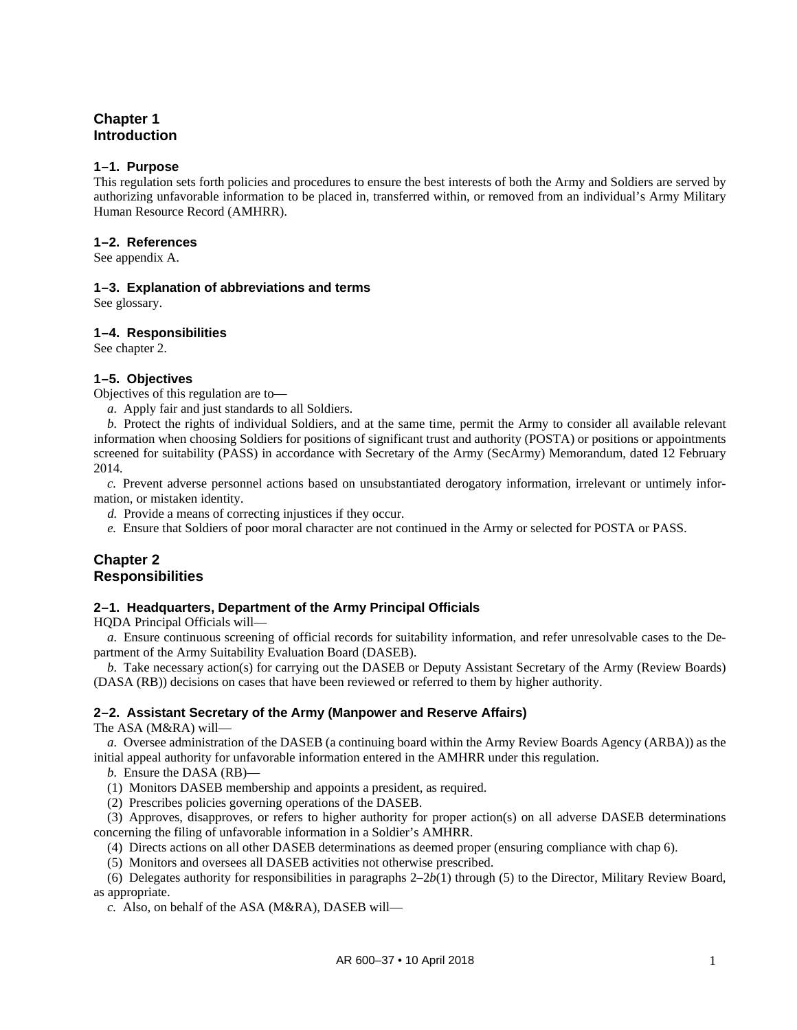# Chapter 1
# Introduction

### 1–1. Purpose

This regulation sets forth policies and procedures to ensure the best interests of both the Army and Soldiers are served by authorizing unfavorable information to be placed in, transferred within, or removed from an individual's Army Military Human Resource Record (AMHRR).

### 1–2. References

See appendix A.

### 1–3. Explanation of abbreviations and terms

See glossary.

### 1–4. Responsibilities

See chapter 2.

### 1–5. Objectives

Objectives of this regulation are to—

*a.* Apply fair and just standards to all Soldiers.

*b.* Protect the rights of individual Soldiers, and at the same time, permit the Army to consider all available relevant information when choosing Soldiers for positions of significant trust and authority (POSTA) or positions or appointments screened for suitability (PASS) in accordance with Secretary of the Army (SecArmy) Memorandum, dated 12 February 2014.

*c.* Prevent adverse personnel actions based on unsubstantiated derogatory information, irrelevant or untimely information, or mistaken identity.

*d.* Provide a means of correcting injustices if they occur.

*e.* Ensure that Soldiers of poor moral character are not continued in the Army or selected for POSTA or PASS.

# Chapter 2
# Responsibilities

### 2–1. Headquarters, Department of the Army Principal Officials

HQDA Principal Officials will—

*a.* Ensure continuous screening of official records for suitability information, and refer unresolvable cases to the Department of the Army Suitability Evaluation Board (DASEB).

*b.* Take necessary action(s) for carrying out the DASEB or Deputy Assistant Secretary of the Army (Review Boards) (DASA (RB)) decisions on cases that have been reviewed or referred to them by higher authority.

### 2–2. Assistant Secretary of the Army (Manpower and Reserve Affairs)

The ASA (M&RA) will—

*a.* Oversee administration of the DASEB (a continuing board within the Army Review Boards Agency (ARBA)) as the initial appeal authority for unfavorable information entered in the AMHRR under this regulation.

*b.* Ensure the DASA (RB)—

(1) Monitors DASEB membership and appoints a president, as required.

(2) Prescribes policies governing operations of the DASEB.

(3) Approves, disapproves, or refers to higher authority for proper action(s) on all adverse DASEB determinations concerning the filing of unfavorable information in a Soldier's AMHRR.

(4) Directs actions on all other DASEB determinations as deemed proper (ensuring compliance with chap 6).

(5) Monitors and oversees all DASEB activities not otherwise prescribed.

(6) Delegates authority for responsibilities in paragraphs 2–2*b*(1) through (5) to the Director, Military Review Board, as appropriate.

*c.* Also, on behalf of the ASA (M&RA), DASEB will—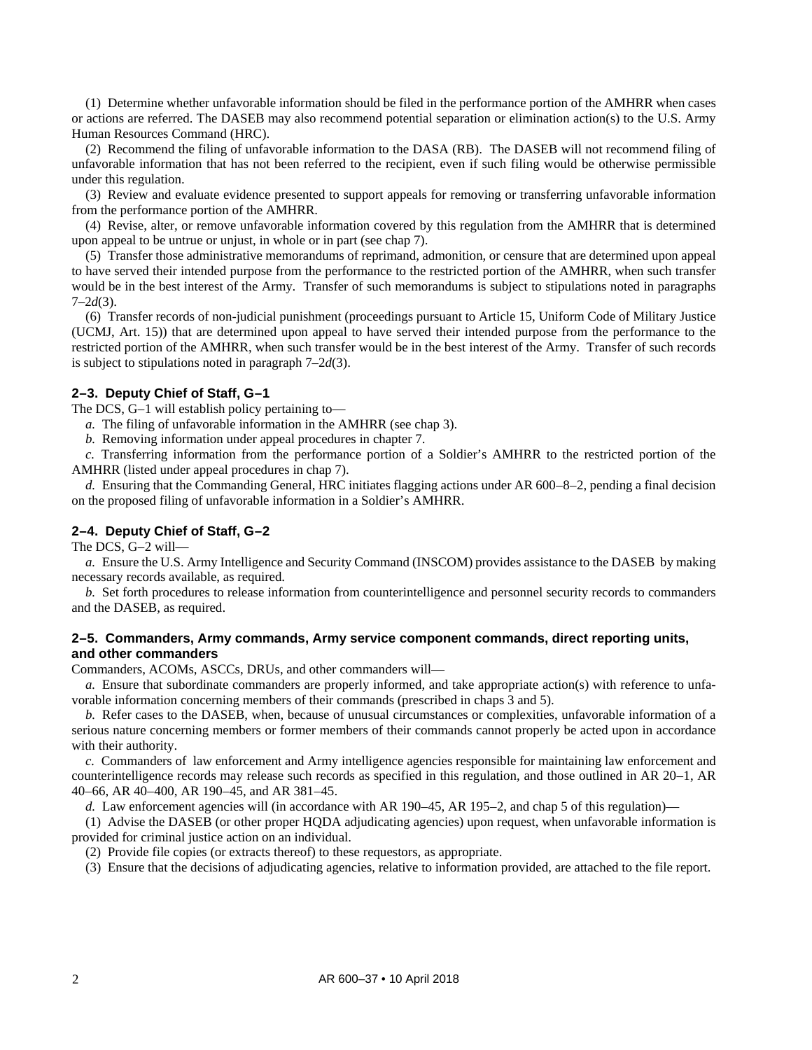(1) Determine whether unfavorable information should be filed in the performance portion of the AMHRR when cases or actions are referred. The DASEB may also recommend potential separation or elimination action(s) to the U.S. Army Human Resources Command (HRC).

(2) Recommend the filing of unfavorable information to the DASA (RB). The DASEB will not recommend filing of unfavorable information that has not been referred to the recipient, even if such filing would be otherwise permissible under this regulation.

(3) Review and evaluate evidence presented to support appeals for removing or transferring unfavorable information from the performance portion of the AMHRR.

(4) Revise, alter, or remove unfavorable information covered by this regulation from the AMHRR that is determined upon appeal to be untrue or unjust, in whole or in part (see chap 7).

(5) Transfer those administrative memorandums of reprimand, admonition, or censure that are determined upon appeal to have served their intended purpose from the performance to the restricted portion of the AMHRR, when such transfer would be in the best interest of the Army. Transfer of such memorandums is subject to stipulations noted in paragraphs 7–2*d*(3).

(6) Transfer records of non-judicial punishment (proceedings pursuant to Article 15, Uniform Code of Military Justice (UCMJ, Art. 15)) that are determined upon appeal to have served their intended purpose from the performance to the restricted portion of the AMHRR, when such transfer would be in the best interest of the Army. Transfer of such records is subject to stipulations noted in paragraph 7–2*d*(3).

### 2–3. Deputy Chief of Staff, G–1

The DCS, G–1 will establish policy pertaining to—

*a.* The filing of unfavorable information in the AMHRR (see chap 3).

*b.* Removing information under appeal procedures in chapter 7.

*c.* Transferring information from the performance portion of a Soldier's AMHRR to the restricted portion of the AMHRR (listed under appeal procedures in chap 7).

*d.* Ensuring that the Commanding General, HRC initiates flagging actions under AR 600–8–2, pending a final decision on the proposed filing of unfavorable information in a Soldier's AMHRR.

### 2–4. Deputy Chief of Staff, G–2

The DCS, G–2 will—

*a.* Ensure the U.S. Army Intelligence and Security Command (INSCOM) provides assistance to the DASEB by making necessary records available, as required.

*b.* Set forth procedures to release information from counterintelligence and personnel security records to commanders and the DASEB, as required.

### 2–5. Commanders, Army commands, Army service component commands, direct reporting units, and other commanders

Commanders, ACOMs, ASCCs, DRUs, and other commanders will—

*a.* Ensure that subordinate commanders are properly informed, and take appropriate action(s) with reference to unfavorable information concerning members of their commands (prescribed in chaps 3 and 5).

*b.* Refer cases to the DASEB, when, because of unusual circumstances or complexities, unfavorable information of a serious nature concerning members or former members of their commands cannot properly be acted upon in accordance with their authority.

*c.* Commanders of law enforcement and Army intelligence agencies responsible for maintaining law enforcement and counterintelligence records may release such records as specified in this regulation, and those outlined in AR 20–1, AR 40–66, AR 40–400, AR 190–45, and AR 381–45.

*d.* Law enforcement agencies will (in accordance with AR 190–45, AR 195–2, and chap 5 of this regulation)—

(1) Advise the DASEB (or other proper HQDA adjudicating agencies) upon request, when unfavorable information is provided for criminal justice action on an individual.

(2) Provide file copies (or extracts thereof) to these requestors, as appropriate.

(3) Ensure that the decisions of adjudicating agencies, relative to information provided, are attached to the file report.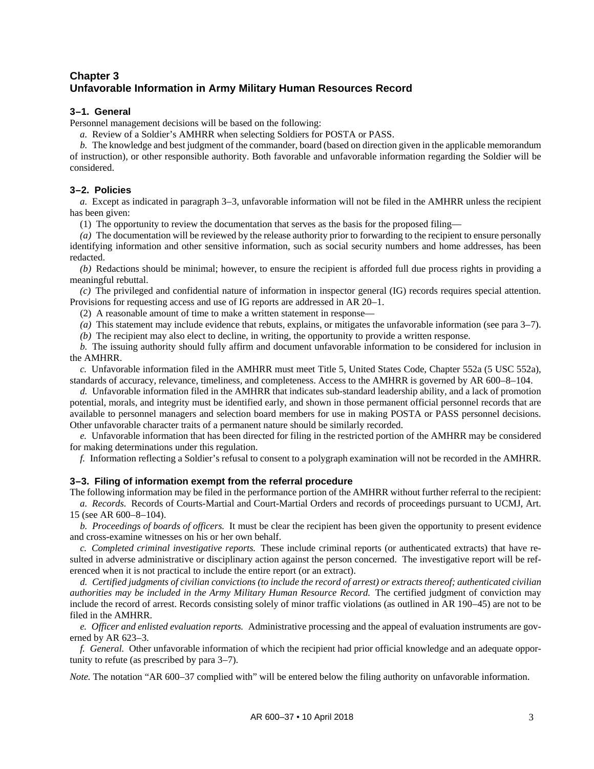## Chapter 3
## Unfavorable Information in Army Military Human Resources Record

### 3–1. General

Personnel management decisions will be based on the following:

*a.* Review of a Soldier's AMHRR when selecting Soldiers for POSTA or PASS.

*b.* The knowledge and best judgment of the commander, board (based on direction given in the applicable memorandum of instruction), or other responsible authority. Both favorable and unfavorable information regarding the Soldier will be considered.

### 3–2. Policies

*a.* Except as indicated in paragraph 3–3, unfavorable information will not be filed in the AMHRR unless the recipient has been given:

(1) The opportunity to review the documentation that serves as the basis for the proposed filing—

*(a)* The documentation will be reviewed by the release authority prior to forwarding to the recipient to ensure personally identifying information and other sensitive information, such as social security numbers and home addresses, has been redacted.

*(b)* Redactions should be minimal; however, to ensure the recipient is afforded full due process rights in providing a meaningful rebuttal.

*(c)* The privileged and confidential nature of information in inspector general (IG) records requires special attention. Provisions for requesting access and use of IG reports are addressed in AR 20–1.

(2) A reasonable amount of time to make a written statement in response—

*(a)* This statement may include evidence that rebuts, explains, or mitigates the unfavorable information (see para 3–7).

*(b)* The recipient may also elect to decline, in writing, the opportunity to provide a written response.

*b.* The issuing authority should fully affirm and document unfavorable information to be considered for inclusion in the AMHRR.

*c.* Unfavorable information filed in the AMHRR must meet Title 5, United States Code, Chapter 552a (5 USC 552a), standards of accuracy, relevance, timeliness, and completeness. Access to the AMHRR is governed by AR 600–8–104.

*d.* Unfavorable information filed in the AMHRR that indicates sub-standard leadership ability, and a lack of promotion potential, morals, and integrity must be identified early, and shown in those permanent official personnel records that are available to personnel managers and selection board members for use in making POSTA or PASS personnel decisions. Other unfavorable character traits of a permanent nature should be similarly recorded.

*e.* Unfavorable information that has been directed for filing in the restricted portion of the AMHRR may be considered for making determinations under this regulation.

*f.* Information reflecting a Soldier's refusal to consent to a polygraph examination will not be recorded in the AMHRR.

### 3–3. Filing of information exempt from the referral procedure

The following information may be filed in the performance portion of the AMHRR without further referral to the recipient:

*a. Records.* Records of Courts-Martial and Court-Martial Orders and records of proceedings pursuant to UCMJ, Art. 15 (see AR 600–8–104).

*b. Proceedings of boards of officers.* It must be clear the recipient has been given the opportunity to present evidence and cross-examine witnesses on his or her own behalf.

*c. Completed criminal investigative reports.* These include criminal reports (or authenticated extracts) that have resulted in adverse administrative or disciplinary action against the person concerned. The investigative report will be referenced when it is not practical to include the entire report (or an extract).

*d. Certified judgments of civilian convictions (to include the record of arrest) or extracts thereof; authenticated civilian authorities may be included in the Army Military Human Resource Record.* The certified judgment of conviction may include the record of arrest. Records consisting solely of minor traffic violations (as outlined in AR 190–45) are not to be filed in the AMHRR.

*e. Officer and enlisted evaluation reports.* Administrative processing and the appeal of evaluation instruments are governed by AR 623–3.

*f. General.* Other unfavorable information of which the recipient had prior official knowledge and an adequate opportunity to refute (as prescribed by para 3–7).

*Note.* The notation "AR 600–37 complied with" will be entered below the filing authority on unfavorable information.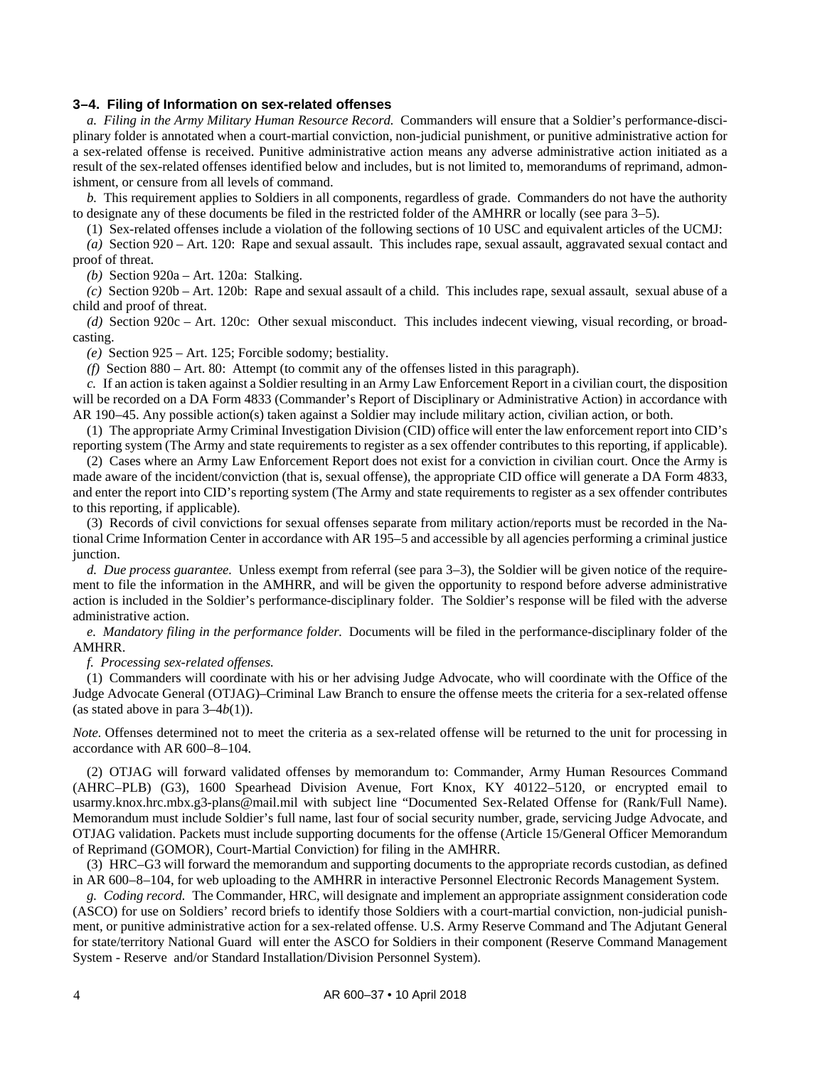### 3–4. Filing of Information on sex-related offenses

*a. Filing in the Army Military Human Resource Record.* Commanders will ensure that a Soldier's performance-disciplinary folder is annotated when a court-martial conviction, non-judicial punishment, or punitive administrative action for a sex-related offense is received. Punitive administrative action means any adverse administrative action initiated as a result of the sex-related offenses identified below and includes, but is not limited to, memorandums of reprimand, admonishment, or censure from all levels of command.

*b.* This requirement applies to Soldiers in all components, regardless of grade. Commanders do not have the authority to designate any of these documents be filed in the restricted folder of the AMHRR or locally (see para 3–5).

(1) Sex-related offenses include a violation of the following sections of 10 USC and equivalent articles of the UCMJ:

*(a)* Section 920 – Art. 120: Rape and sexual assault. This includes rape, sexual assault, aggravated sexual contact and proof of threat.

*(b)* Section 920a – Art. 120a: Stalking.

*(c)* Section 920b – Art. 120b: Rape and sexual assault of a child. This includes rape, sexual assault, sexual abuse of a child and proof of threat.

*(d)* Section 920c – Art. 120c: Other sexual misconduct. This includes indecent viewing, visual recording, or broadcasting.

*(e)* Section 925 – Art. 125; Forcible sodomy; bestiality.

*(f)* Section 880 – Art. 80: Attempt (to commit any of the offenses listed in this paragraph).

*c.* If an action is taken against a Soldier resulting in an Army Law Enforcement Report in a civilian court, the disposition will be recorded on a DA Form 4833 (Commander's Report of Disciplinary or Administrative Action) in accordance with AR 190–45. Any possible action(s) taken against a Soldier may include military action, civilian action, or both.

(1) The appropriate Army Criminal Investigation Division (CID) office will enter the law enforcement report into CID's reporting system (The Army and state requirements to register as a sex offender contributes to this reporting, if applicable).

(2) Cases where an Army Law Enforcement Report does not exist for a conviction in civilian court. Once the Army is made aware of the incident/conviction (that is, sexual offense), the appropriate CID office will generate a DA Form 4833, and enter the report into CID's reporting system (The Army and state requirements to register as a sex offender contributes to this reporting, if applicable).

(3) Records of civil convictions for sexual offenses separate from military action/reports must be recorded in the National Crime Information Center in accordance with AR 195–5 and accessible by all agencies performing a criminal justice junction.

*d. Due process guarantee.* Unless exempt from referral (see para 3–3), the Soldier will be given notice of the requirement to file the information in the AMHRR, and will be given the opportunity to respond before adverse administrative action is included in the Soldier's performance-disciplinary folder. The Soldier's response will be filed with the adverse administrative action.

*e. Mandatory filing in the performance folder.* Documents will be filed in the performance-disciplinary folder of the AMHRR.

*f. Processing sex-related offenses.*

(1) Commanders will coordinate with his or her advising Judge Advocate, who will coordinate with the Office of the Judge Advocate General (OTJAG)–Criminal Law Branch to ensure the offense meets the criteria for a sex-related offense (as stated above in para 3–4*b*(1)).

*Note.* Offenses determined not to meet the criteria as a sex-related offense will be returned to the unit for processing in accordance with AR 600–8–104.

(2) OTJAG will forward validated offenses by memorandum to: Commander, Army Human Resources Command (AHRC–PLB) (G3), 1600 Spearhead Division Avenue, Fort Knox, KY 40122–5120, or encrypted email to usarmy.knox.hrc.mbx.g3-plans@mail.mil with subject line "Documented Sex-Related Offense for (Rank/Full Name). Memorandum must include Soldier's full name, last four of social security number, grade, servicing Judge Advocate, and OTJAG validation. Packets must include supporting documents for the offense (Article 15/General Officer Memorandum of Reprimand (GOMOR), Court-Martial Conviction) for filing in the AMHRR.

(3) HRC–G3 will forward the memorandum and supporting documents to the appropriate records custodian, as defined in AR 600–8–104, for web uploading to the AMHRR in interactive Personnel Electronic Records Management System.

*g. Coding record.* The Commander, HRC, will designate and implement an appropriate assignment consideration code (ASCO) for use on Soldiers' record briefs to identify those Soldiers with a court-martial conviction, non-judicial punishment, or punitive administrative action for a sex-related offense. U.S. Army Reserve Command and The Adjutant General for state/territory National Guard will enter the ASCO for Soldiers in their component (Reserve Command Management System - Reserve and/or Standard Installation/Division Personnel System).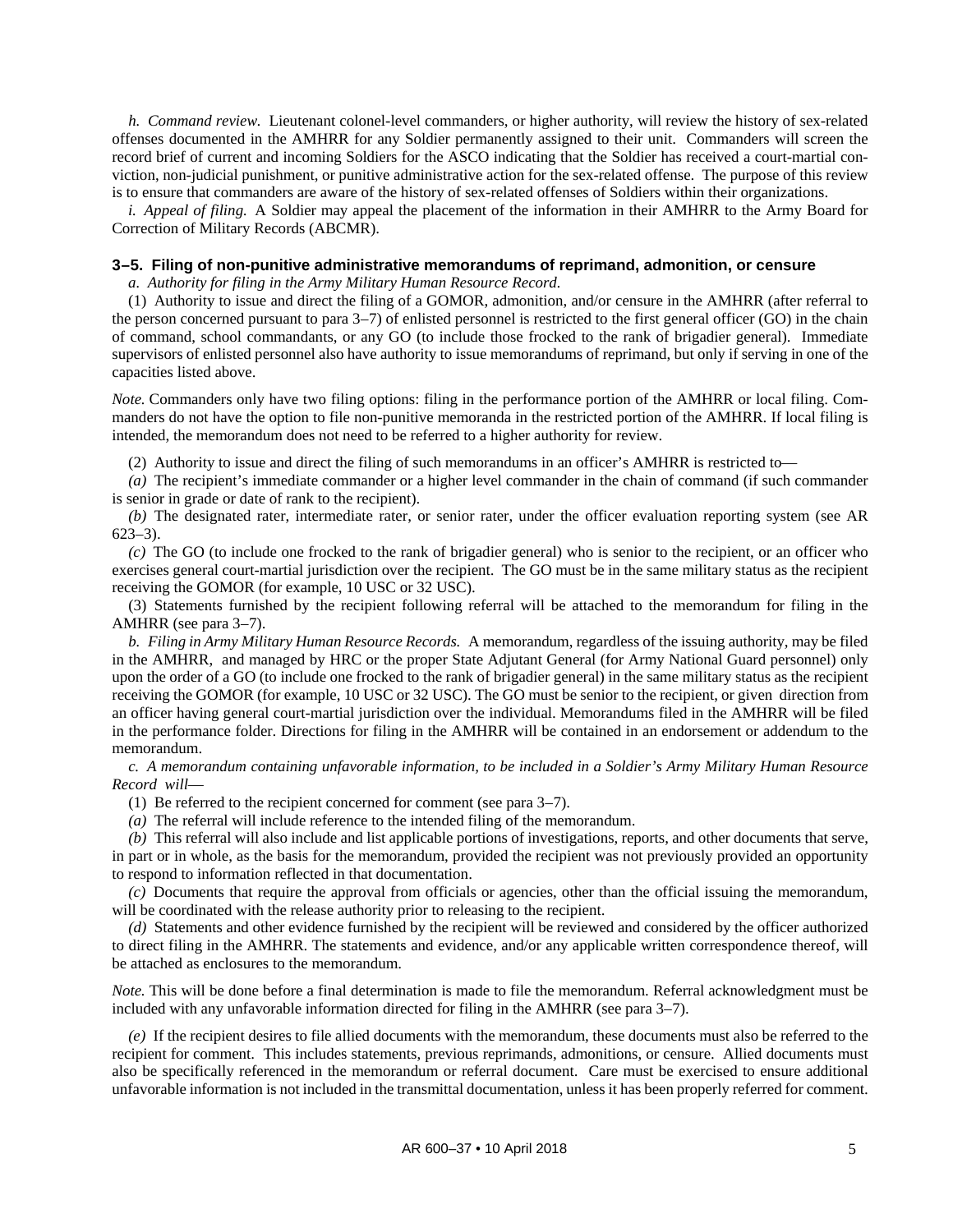*h. Command review.* Lieutenant colonel-level commanders, or higher authority, will review the history of sex-related offenses documented in the AMHRR for any Soldier permanently assigned to their unit. Commanders will screen the record brief of current and incoming Soldiers for the ASCO indicating that the Soldier has received a court-martial conviction, non-judicial punishment, or punitive administrative action for the sex-related offense. The purpose of this review is to ensure that commanders are aware of the history of sex-related offenses of Soldiers within their organizations.

*i. Appeal of filing.* A Soldier may appeal the placement of the information in their AMHRR to the Army Board for Correction of Military Records (ABCMR).

### 3–5. Filing of non-punitive administrative memorandums of reprimand, admonition, or censure

*a. Authority for filing in the Army Military Human Resource Record.*

(1) Authority to issue and direct the filing of a GOMOR, admonition, and/or censure in the AMHRR (after referral to the person concerned pursuant to para 3–7) of enlisted personnel is restricted to the first general officer (GO) in the chain of command, school commandants, or any GO (to include those frocked to the rank of brigadier general). Immediate supervisors of enlisted personnel also have authority to issue memorandums of reprimand, but only if serving in one of the capacities listed above.

*Note.* Commanders only have two filing options: filing in the performance portion of the AMHRR or local filing. Commanders do not have the option to file non-punitive memoranda in the restricted portion of the AMHRR. If local filing is intended, the memorandum does not need to be referred to a higher authority for review.

(2) Authority to issue and direct the filing of such memorandums in an officer's AMHRR is restricted to—

*(a)* The recipient's immediate commander or a higher level commander in the chain of command (if such commander is senior in grade or date of rank to the recipient).

*(b)* The designated rater, intermediate rater, or senior rater, under the officer evaluation reporting system (see AR 623–3).

*(c)* The GO (to include one frocked to the rank of brigadier general) who is senior to the recipient, or an officer who exercises general court-martial jurisdiction over the recipient. The GO must be in the same military status as the recipient receiving the GOMOR (for example, 10 USC or 32 USC).

(3) Statements furnished by the recipient following referral will be attached to the memorandum for filing in the AMHRR (see para 3–7).

*b. Filing in Army Military Human Resource Records.* A memorandum, regardless of the issuing authority, may be filed in the AMHRR, and managed by HRC or the proper State Adjutant General (for Army National Guard personnel) only upon the order of a GO (to include one frocked to the rank of brigadier general) in the same military status as the recipient receiving the GOMOR (for example, 10 USC or 32 USC). The GO must be senior to the recipient, or given direction from an officer having general court-martial jurisdiction over the individual. Memorandums filed in the AMHRR will be filed in the performance folder. Directions for filing in the AMHRR will be contained in an endorsement or addendum to the memorandum.

*c. A memorandum containing unfavorable information, to be included in a Soldier's Army Military Human Resource Record will—*

(1) Be referred to the recipient concerned for comment (see para 3–7).

*(a)* The referral will include reference to the intended filing of the memorandum.

*(b)* This referral will also include and list applicable portions of investigations, reports, and other documents that serve, in part or in whole, as the basis for the memorandum, provided the recipient was not previously provided an opportunity to respond to information reflected in that documentation.

*(c)* Documents that require the approval from officials or agencies, other than the official issuing the memorandum, will be coordinated with the release authority prior to releasing to the recipient.

*(d)* Statements and other evidence furnished by the recipient will be reviewed and considered by the officer authorized to direct filing in the AMHRR. The statements and evidence, and/or any applicable written correspondence thereof, will be attached as enclosures to the memorandum.

*Note.* This will be done before a final determination is made to file the memorandum. Referral acknowledgment must be included with any unfavorable information directed for filing in the AMHRR (see para 3–7).

*(e)* If the recipient desires to file allied documents with the memorandum, these documents must also be referred to the recipient for comment. This includes statements, previous reprimands, admonitions, or censure. Allied documents must also be specifically referenced in the memorandum or referral document. Care must be exercised to ensure additional unfavorable information is not included in the transmittal documentation, unless it has been properly referred for comment.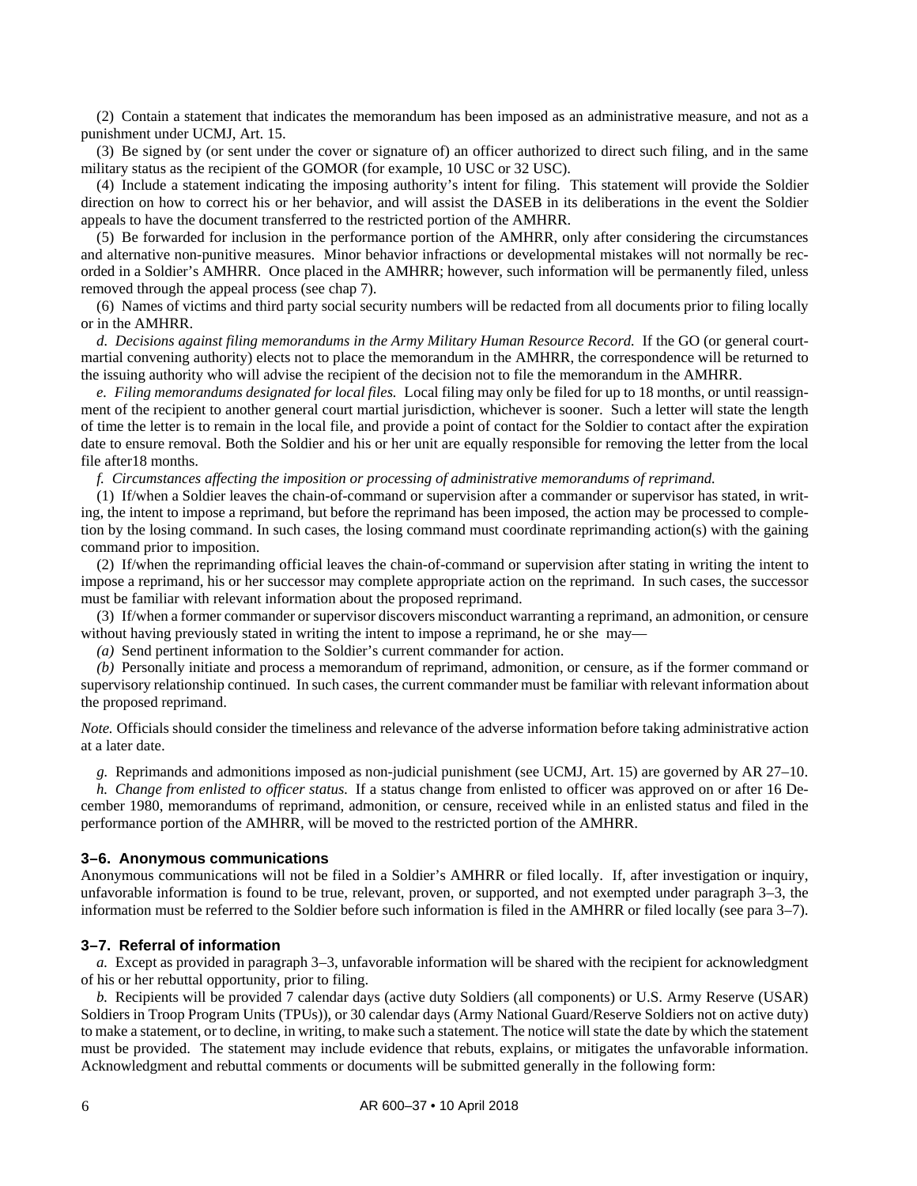(2) Contain a statement that indicates the memorandum has been imposed as an administrative measure, and not as a punishment under UCMJ, Art. 15.

(3) Be signed by (or sent under the cover or signature of) an officer authorized to direct such filing, and in the same military status as the recipient of the GOMOR (for example, 10 USC or 32 USC).

(4) Include a statement indicating the imposing authority's intent for filing. This statement will provide the Soldier direction on how to correct his or her behavior, and will assist the DASEB in its deliberations in the event the Soldier appeals to have the document transferred to the restricted portion of the AMHRR.

(5) Be forwarded for inclusion in the performance portion of the AMHRR, only after considering the circumstances and alternative non-punitive measures. Minor behavior infractions or developmental mistakes will not normally be recorded in a Soldier's AMHRR. Once placed in the AMHRR; however, such information will be permanently filed, unless removed through the appeal process (see chap 7).

(6) Names of victims and third party social security numbers will be redacted from all documents prior to filing locally or in the AMHRR.

*d. Decisions against filing memorandums in the Army Military Human Resource Record.* If the GO (or general court-martial convening authority) elects not to place the memorandum in the AMHRR, the correspondence will be returned to the issuing authority who will advise the recipient of the decision not to file the memorandum in the AMHRR.

*e. Filing memorandums designated for local files.* Local filing may only be filed for up to 18 months, or until reassignment of the recipient to another general court martial jurisdiction, whichever is sooner. Such a letter will state the length of time the letter is to remain in the local file, and provide a point of contact for the Soldier to contact after the expiration date to ensure removal. Both the Soldier and his or her unit are equally responsible for removing the letter from the local file after18 months.

*f. Circumstances affecting the imposition or processing of administrative memorandums of reprimand.*

(1) If/when a Soldier leaves the chain-of-command or supervision after a commander or supervisor has stated, in writing, the intent to impose a reprimand, but before the reprimand has been imposed, the action may be processed to completion by the losing command. In such cases, the losing command must coordinate reprimanding action(s) with the gaining command prior to imposition.

(2) If/when the reprimanding official leaves the chain-of-command or supervision after stating in writing the intent to impose a reprimand, his or her successor may complete appropriate action on the reprimand. In such cases, the successor must be familiar with relevant information about the proposed reprimand.

(3) If/when a former commander or supervisor discovers misconduct warranting a reprimand, an admonition, or censure without having previously stated in writing the intent to impose a reprimand, he or she may—

*(a)* Send pertinent information to the Soldier's current commander for action.

*(b)* Personally initiate and process a memorandum of reprimand, admonition, or censure, as if the former command or supervisory relationship continued. In such cases, the current commander must be familiar with relevant information about the proposed reprimand.

*Note.* Officials should consider the timeliness and relevance of the adverse information before taking administrative action at a later date.

*g.* Reprimands and admonitions imposed as non-judicial punishment (see UCMJ, Art. 15) are governed by AR 27–10.

*h. Change from enlisted to officer status.* If a status change from enlisted to officer was approved on or after 16 December 1980, memorandums of reprimand, admonition, or censure, received while in an enlisted status and filed in the performance portion of the AMHRR, will be moved to the restricted portion of the AMHRR.

### 3–6. Anonymous communications

Anonymous communications will not be filed in a Soldier's AMHRR or filed locally. If, after investigation or inquiry, unfavorable information is found to be true, relevant, proven, or supported, and not exempted under paragraph 3–3, the information must be referred to the Soldier before such information is filed in the AMHRR or filed locally (see para 3–7).

### 3–7. Referral of information

*a.* Except as provided in paragraph 3–3, unfavorable information will be shared with the recipient for acknowledgment of his or her rebuttal opportunity, prior to filing.

*b.* Recipients will be provided 7 calendar days (active duty Soldiers (all components) or U.S. Army Reserve (USAR) Soldiers in Troop Program Units (TPUs)), or 30 calendar days (Army National Guard/Reserve Soldiers not on active duty) to make a statement, or to decline, in writing, to make such a statement. The notice will state the date by which the statement must be provided. The statement may include evidence that rebuts, explains, or mitigates the unfavorable information. Acknowledgment and rebuttal comments or documents will be submitted generally in the following form: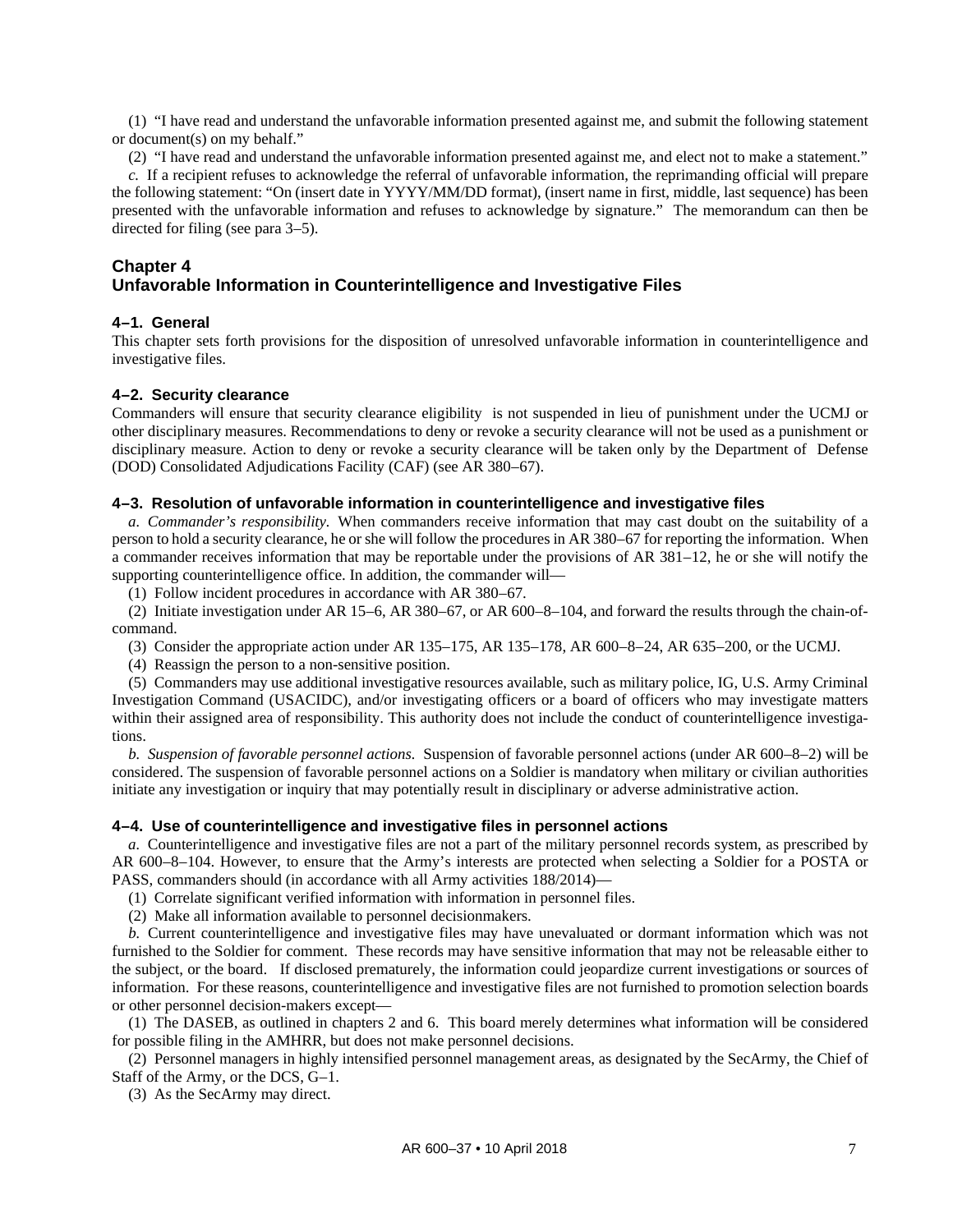(1) "I have read and understand the unfavorable information presented against me, and submit the following statement or document(s) on my behalf."

(2) "I have read and understand the unfavorable information presented against me, and elect not to make a statement."

*c.* If a recipient refuses to acknowledge the referral of unfavorable information, the reprimanding official will prepare the following statement: "On (insert date in YYYY/MM/DD format), (insert name in first, middle, last sequence) has been presented with the unfavorable information and refuses to acknowledge by signature." The memorandum can then be directed for filing (see para 3–5).

## Chapter 4
## Unfavorable Information in Counterintelligence and Investigative Files

### 4–1. General

This chapter sets forth provisions for the disposition of unresolved unfavorable information in counterintelligence and investigative files.

### 4–2. Security clearance

Commanders will ensure that security clearance eligibility is not suspended in lieu of punishment under the UCMJ or other disciplinary measures. Recommendations to deny or revoke a security clearance will not be used as a punishment or disciplinary measure. Action to deny or revoke a security clearance will be taken only by the Department of Defense (DOD) Consolidated Adjudications Facility (CAF) (see AR 380–67).

### 4–3. Resolution of unfavorable information in counterintelligence and investigative files

*a. Commander's responsibility.* When commanders receive information that may cast doubt on the suitability of a person to hold a security clearance, he or she will follow the procedures in AR 380–67 for reporting the information. When a commander receives information that may be reportable under the provisions of AR 381–12, he or she will notify the supporting counterintelligence office. In addition, the commander will—

(1) Follow incident procedures in accordance with AR 380–67.

(2) Initiate investigation under AR 15–6, AR 380–67, or AR 600–8–104, and forward the results through the chain-of-command.

(3) Consider the appropriate action under AR 135–175, AR 135–178, AR 600–8–24, AR 635–200, or the UCMJ.

(4) Reassign the person to a non-sensitive position.

(5) Commanders may use additional investigative resources available, such as military police, IG, U.S. Army Criminal Investigation Command (USACIDC), and/or investigating officers or a board of officers who may investigate matters within their assigned area of responsibility. This authority does not include the conduct of counterintelligence investigations.

*b. Suspension of favorable personnel actions.* Suspension of favorable personnel actions (under AR 600–8–2) will be considered. The suspension of favorable personnel actions on a Soldier is mandatory when military or civilian authorities initiate any investigation or inquiry that may potentially result in disciplinary or adverse administrative action.

### 4–4. Use of counterintelligence and investigative files in personnel actions

*a.* Counterintelligence and investigative files are not a part of the military personnel records system, as prescribed by AR 600–8–104. However, to ensure that the Army's interests are protected when selecting a Soldier for a POSTA or PASS, commanders should (in accordance with all Army activities 188/2014)—

(1) Correlate significant verified information with information in personnel files.

(2) Make all information available to personnel decisionmakers.

*b.* Current counterintelligence and investigative files may have unevaluated or dormant information which was not furnished to the Soldier for comment. These records may have sensitive information that may not be releasable either to the subject, or the board. If disclosed prematurely, the information could jeopardize current investigations or sources of information. For these reasons, counterintelligence and investigative files are not furnished to promotion selection boards or other personnel decision-makers except—

(1) The DASEB, as outlined in chapters 2 and 6. This board merely determines what information will be considered for possible filing in the AMHRR, but does not make personnel decisions.

(2) Personnel managers in highly intensified personnel management areas, as designated by the SecArmy, the Chief of Staff of the Army, or the DCS, G–1.

(3) As the SecArmy may direct.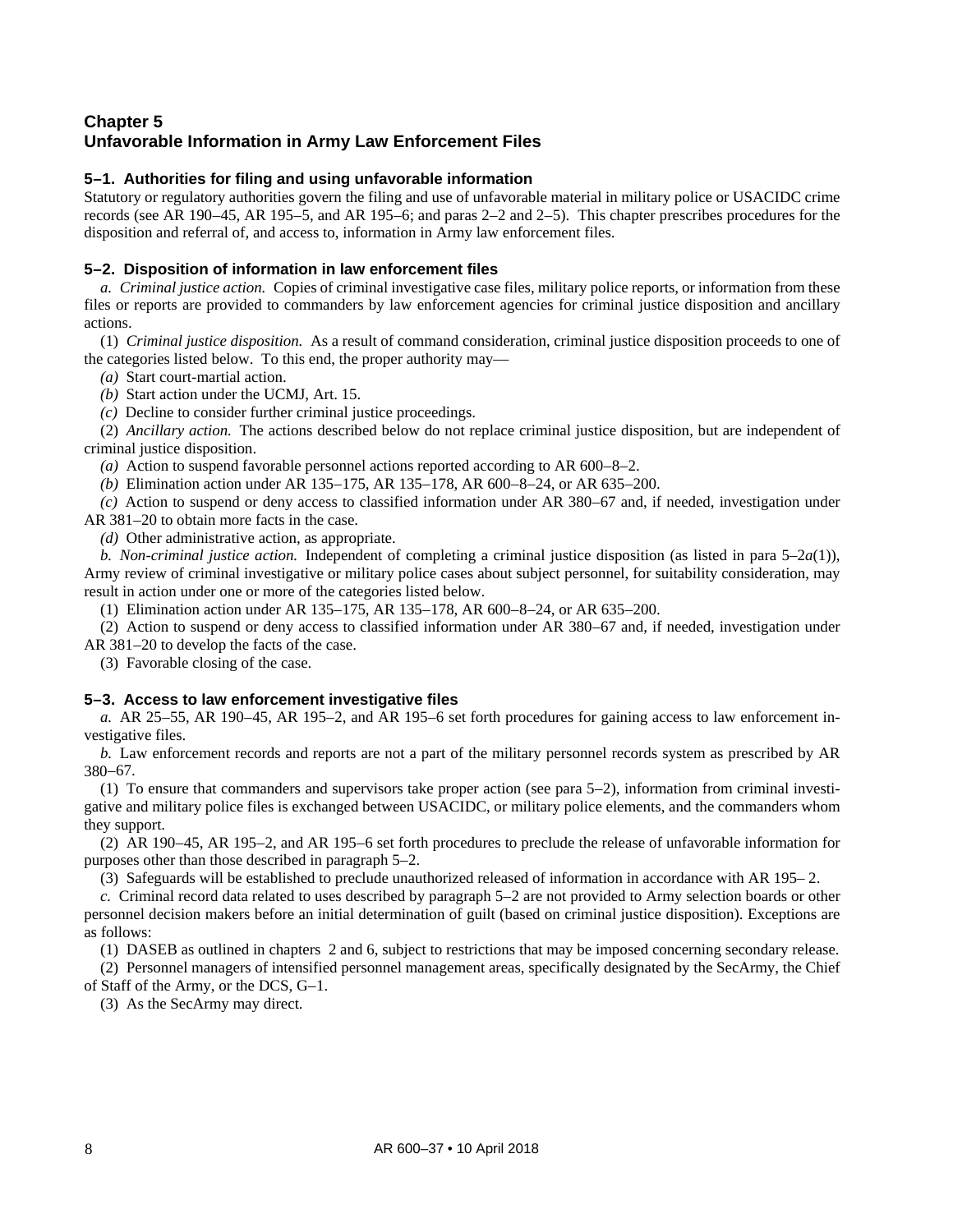# Chapter 5
# Unfavorable Information in Army Law Enforcement Files

## 5–1. Authorities for filing and using unfavorable information

Statutory or regulatory authorities govern the filing and use of unfavorable material in military police or USACIDC crime records (see AR 190–45, AR 195–5, and AR 195–6; and paras 2–2 and 2–5). This chapter prescribes procedures for the disposition and referral of, and access to, information in Army law enforcement files.

## 5–2. Disposition of information in law enforcement files

*a. Criminal justice action.* Copies of criminal investigative case files, military police reports, or information from these files or reports are provided to commanders by law enforcement agencies for criminal justice disposition and ancillary actions.

(1) *Criminal justice disposition.* As a result of command consideration, criminal justice disposition proceeds to one of the categories listed below. To this end, the proper authority may—

*(a)* Start court-martial action.

*(b)* Start action under the UCMJ, Art. 15.

*(c)* Decline to consider further criminal justice proceedings.

(2) *Ancillary action.* The actions described below do not replace criminal justice disposition, but are independent of criminal justice disposition.

*(a)* Action to suspend favorable personnel actions reported according to AR 600–8–2.

*(b)* Elimination action under AR 135–175, AR 135–178, AR 600–8–24, or AR 635–200.

*(c)* Action to suspend or deny access to classified information under AR 380–67 and, if needed, investigation under AR 381–20 to obtain more facts in the case.

*(d)* Other administrative action, as appropriate.

*b. Non-criminal justice action.* Independent of completing a criminal justice disposition (as listed in para 5–2*a*(1)), Army review of criminal investigative or military police cases about subject personnel, for suitability consideration, may result in action under one or more of the categories listed below.

(1) Elimination action under AR 135–175, AR 135–178, AR 600–8–24, or AR 635–200.

(2) Action to suspend or deny access to classified information under AR 380–67 and, if needed, investigation under AR 381–20 to develop the facts of the case.

(3) Favorable closing of the case.

## 5–3. Access to law enforcement investigative files

*a.* AR 25–55, AR 190–45, AR 195–2, and AR 195–6 set forth procedures for gaining access to law enforcement investigative files.

*b.* Law enforcement records and reports are not a part of the military personnel records system as prescribed by AR 380–67.

(1) To ensure that commanders and supervisors take proper action (see para 5–2), information from criminal investigative and military police files is exchanged between USACIDC, or military police elements, and the commanders whom they support.

(2) AR 190–45, AR 195–2, and AR 195–6 set forth procedures to preclude the release of unfavorable information for purposes other than those described in paragraph 5–2.

(3) Safeguards will be established to preclude unauthorized released of information in accordance with AR 195– 2.

*c.* Criminal record data related to uses described by paragraph 5–2 are not provided to Army selection boards or other personnel decision makers before an initial determination of guilt (based on criminal justice disposition). Exceptions are as follows:

(1) DASEB as outlined in chapters 2 and 6, subject to restrictions that may be imposed concerning secondary release.

(2) Personnel managers of intensified personnel management areas, specifically designated by the SecArmy, the Chief of Staff of the Army, or the DCS, G–1.

(3) As the SecArmy may direct.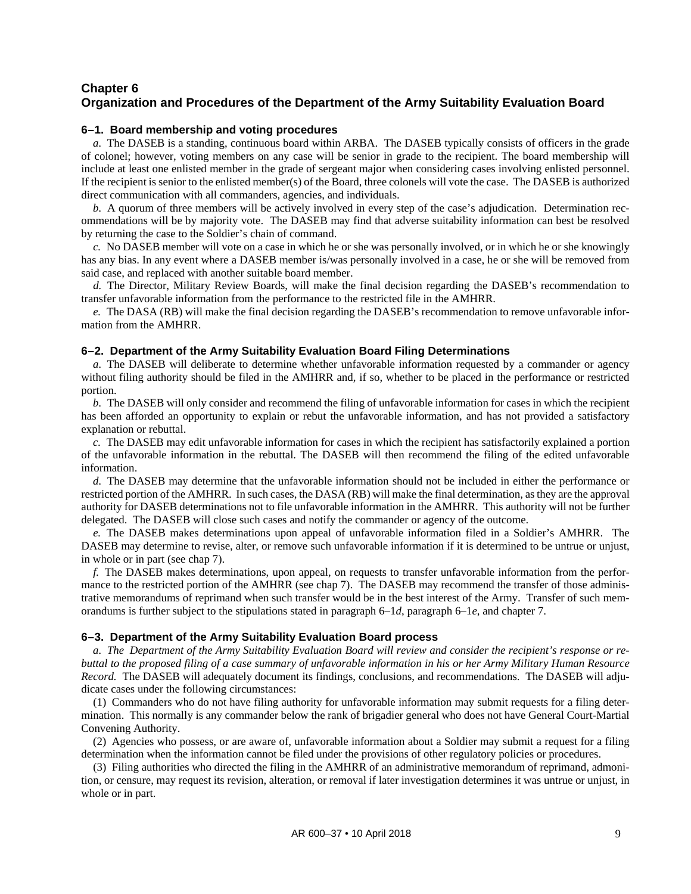## Chapter 6
## Organization and Procedures of the Department of the Army Suitability Evaluation Board

### 6–1. Board membership and voting procedures

*a.* The DASEB is a standing, continuous board within ARBA. The DASEB typically consists of officers in the grade of colonel; however, voting members on any case will be senior in grade to the recipient. The board membership will include at least one enlisted member in the grade of sergeant major when considering cases involving enlisted personnel. If the recipient is senior to the enlisted member(s) of the Board, three colonels will vote the case. The DASEB is authorized direct communication with all commanders, agencies, and individuals.

*b.* A quorum of three members will be actively involved in every step of the case's adjudication. Determination recommendations will be by majority vote. The DASEB may find that adverse suitability information can best be resolved by returning the case to the Soldier's chain of command.

*c.* No DASEB member will vote on a case in which he or she was personally involved, or in which he or she knowingly has any bias. In any event where a DASEB member is/was personally involved in a case, he or she will be removed from said case, and replaced with another suitable board member.

*d.* The Director, Military Review Boards, will make the final decision regarding the DASEB's recommendation to transfer unfavorable information from the performance to the restricted file in the AMHRR.

*e.* The DASA (RB) will make the final decision regarding the DASEB's recommendation to remove unfavorable information from the AMHRR.

### 6–2. Department of the Army Suitability Evaluation Board Filing Determinations

*a.* The DASEB will deliberate to determine whether unfavorable information requested by a commander or agency without filing authority should be filed in the AMHRR and, if so, whether to be placed in the performance or restricted portion.

*b.* The DASEB will only consider and recommend the filing of unfavorable information for cases in which the recipient has been afforded an opportunity to explain or rebut the unfavorable information, and has not provided a satisfactory explanation or rebuttal.

*c.* The DASEB may edit unfavorable information for cases in which the recipient has satisfactorily explained a portion of the unfavorable information in the rebuttal. The DASEB will then recommend the filing of the edited unfavorable information.

*d.* The DASEB may determine that the unfavorable information should not be included in either the performance or restricted portion of the AMHRR. In such cases, the DASA (RB) will make the final determination, as they are the approval authority for DASEB determinations not to file unfavorable information in the AMHRR. This authority will not be further delegated. The DASEB will close such cases and notify the commander or agency of the outcome.

*e.* The DASEB makes determinations upon appeal of unfavorable information filed in a Soldier's AMHRR. The DASEB may determine to revise, alter, or remove such unfavorable information if it is determined to be untrue or unjust, in whole or in part (see chap 7).

*f.* The DASEB makes determinations, upon appeal, on requests to transfer unfavorable information from the performance to the restricted portion of the AMHRR (see chap 7). The DASEB may recommend the transfer of those administrative memorandums of reprimand when such transfer would be in the best interest of the Army. Transfer of such memorandums is further subject to the stipulations stated in paragraph 6–1*d*, paragraph 6–1*e*, and chapter 7.

### 6–3. Department of the Army Suitability Evaluation Board process

*a. The Department of the Army Suitability Evaluation Board will review and consider the recipient's response or rebuttal to the proposed filing of a case summary of unfavorable information in his or her Army Military Human Resource Record.* The DASEB will adequately document its findings, conclusions, and recommendations. The DASEB will adjudicate cases under the following circumstances:

(1) Commanders who do not have filing authority for unfavorable information may submit requests for a filing determination. This normally is any commander below the rank of brigadier general who does not have General Court-Martial Convening Authority.

(2) Agencies who possess, or are aware of, unfavorable information about a Soldier may submit a request for a filing determination when the information cannot be filed under the provisions of other regulatory policies or procedures.

(3) Filing authorities who directed the filing in the AMHRR of an administrative memorandum of reprimand, admonition, or censure, may request its revision, alteration, or removal if later investigation determines it was untrue or unjust, in whole or in part.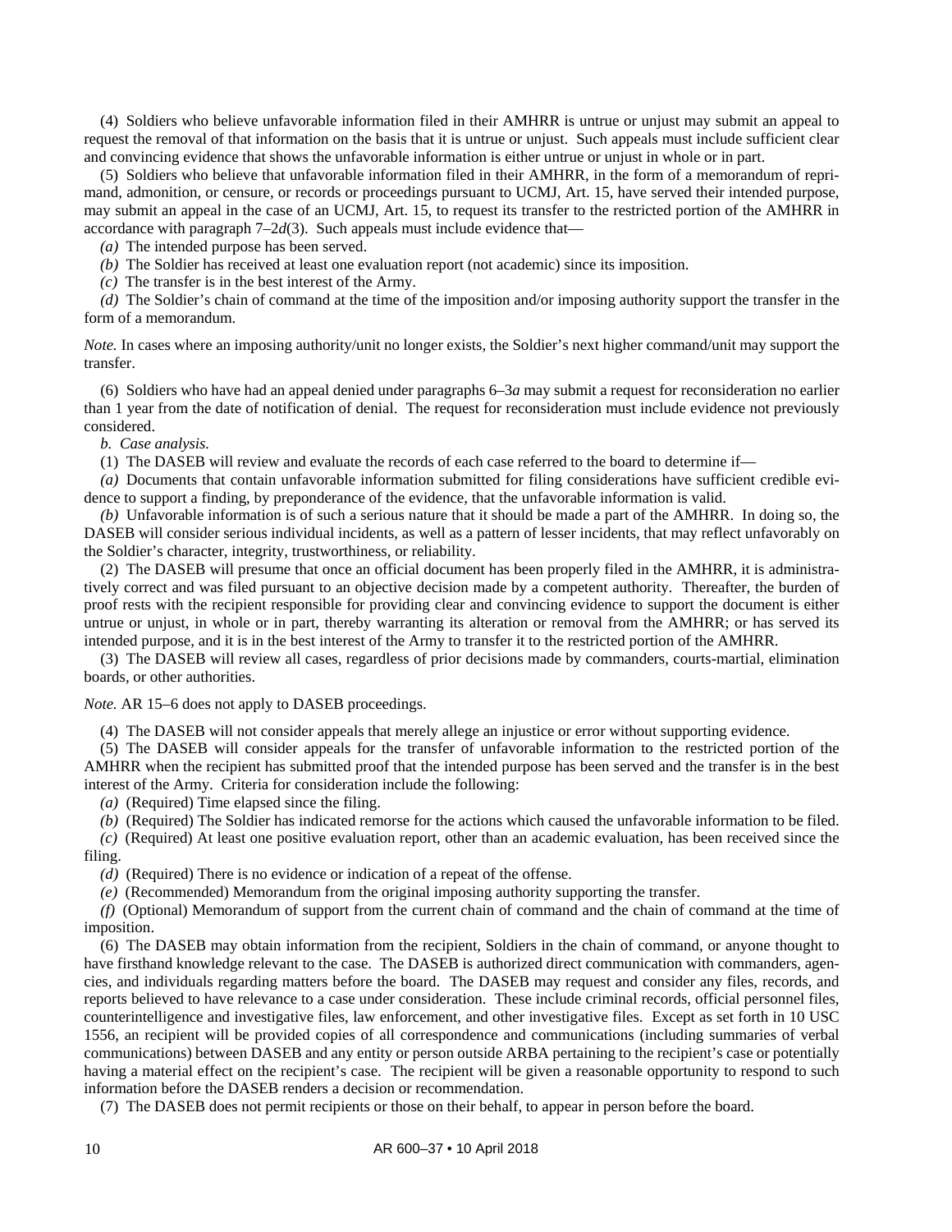(4) Soldiers who believe unfavorable information filed in their AMHRR is untrue or unjust may submit an appeal to request the removal of that information on the basis that it is untrue or unjust. Such appeals must include sufficient clear and convincing evidence that shows the unfavorable information is either untrue or unjust in whole or in part.

(5) Soldiers who believe that unfavorable information filed in their AMHRR, in the form of a memorandum of reprimand, admonition, or censure, or records or proceedings pursuant to UCMJ, Art. 15, have served their intended purpose, may submit an appeal in the case of an UCMJ, Art. 15, to request its transfer to the restricted portion of the AMHRR in accordance with paragraph 7–2*d*(3). Such appeals must include evidence that—

*(a)* The intended purpose has been served.

*(b)* The Soldier has received at least one evaluation report (not academic) since its imposition.

*(c)* The transfer is in the best interest of the Army.

*(d)* The Soldier's chain of command at the time of the imposition and/or imposing authority support the transfer in the form of a memorandum.

*Note.* In cases where an imposing authority/unit no longer exists, the Soldier's next higher command/unit may support the transfer.

(6) Soldiers who have had an appeal denied under paragraphs 6–3*a* may submit a request for reconsideration no earlier than 1 year from the date of notification of denial. The request for reconsideration must include evidence not previously considered.

*b. Case analysis.*

(1) The DASEB will review and evaluate the records of each case referred to the board to determine if—

*(a)* Documents that contain unfavorable information submitted for filing considerations have sufficient credible evidence to support a finding, by preponderance of the evidence, that the unfavorable information is valid.

*(b)* Unfavorable information is of such a serious nature that it should be made a part of the AMHRR. In doing so, the DASEB will consider serious individual incidents, as well as a pattern of lesser incidents, that may reflect unfavorably on the Soldier's character, integrity, trustworthiness, or reliability.

(2) The DASEB will presume that once an official document has been properly filed in the AMHRR, it is administratively correct and was filed pursuant to an objective decision made by a competent authority. Thereafter, the burden of proof rests with the recipient responsible for providing clear and convincing evidence to support the document is either untrue or unjust, in whole or in part, thereby warranting its alteration or removal from the AMHRR; or has served its intended purpose, and it is in the best interest of the Army to transfer it to the restricted portion of the AMHRR.

(3) The DASEB will review all cases, regardless of prior decisions made by commanders, courts-martial, elimination boards, or other authorities.

*Note.* AR 15–6 does not apply to DASEB proceedings.

(4) The DASEB will not consider appeals that merely allege an injustice or error without supporting evidence.

(5) The DASEB will consider appeals for the transfer of unfavorable information to the restricted portion of the AMHRR when the recipient has submitted proof that the intended purpose has been served and the transfer is in the best interest of the Army. Criteria for consideration include the following:

*(a)* (Required) Time elapsed since the filing.

*(b)* (Required) The Soldier has indicated remorse for the actions which caused the unfavorable information to be filed.

*(c)* (Required) At least one positive evaluation report, other than an academic evaluation, has been received since the filing.

*(d)* (Required) There is no evidence or indication of a repeat of the offense.

*(e)* (Recommended) Memorandum from the original imposing authority supporting the transfer.

*(f)* (Optional) Memorandum of support from the current chain of command and the chain of command at the time of imposition.

(6) The DASEB may obtain information from the recipient, Soldiers in the chain of command, or anyone thought to have firsthand knowledge relevant to the case. The DASEB is authorized direct communication with commanders, agencies, and individuals regarding matters before the board. The DASEB may request and consider any files, records, and reports believed to have relevance to a case under consideration. These include criminal records, official personnel files, counterintelligence and investigative files, law enforcement, and other investigative files. Except as set forth in 10 USC 1556, an recipient will be provided copies of all correspondence and communications (including summaries of verbal communications) between DASEB and any entity or person outside ARBA pertaining to the recipient's case or potentially having a material effect on the recipient's case. The recipient will be given a reasonable opportunity to respond to such information before the DASEB renders a decision or recommendation.

(7) The DASEB does not permit recipients or those on their behalf, to appear in person before the board.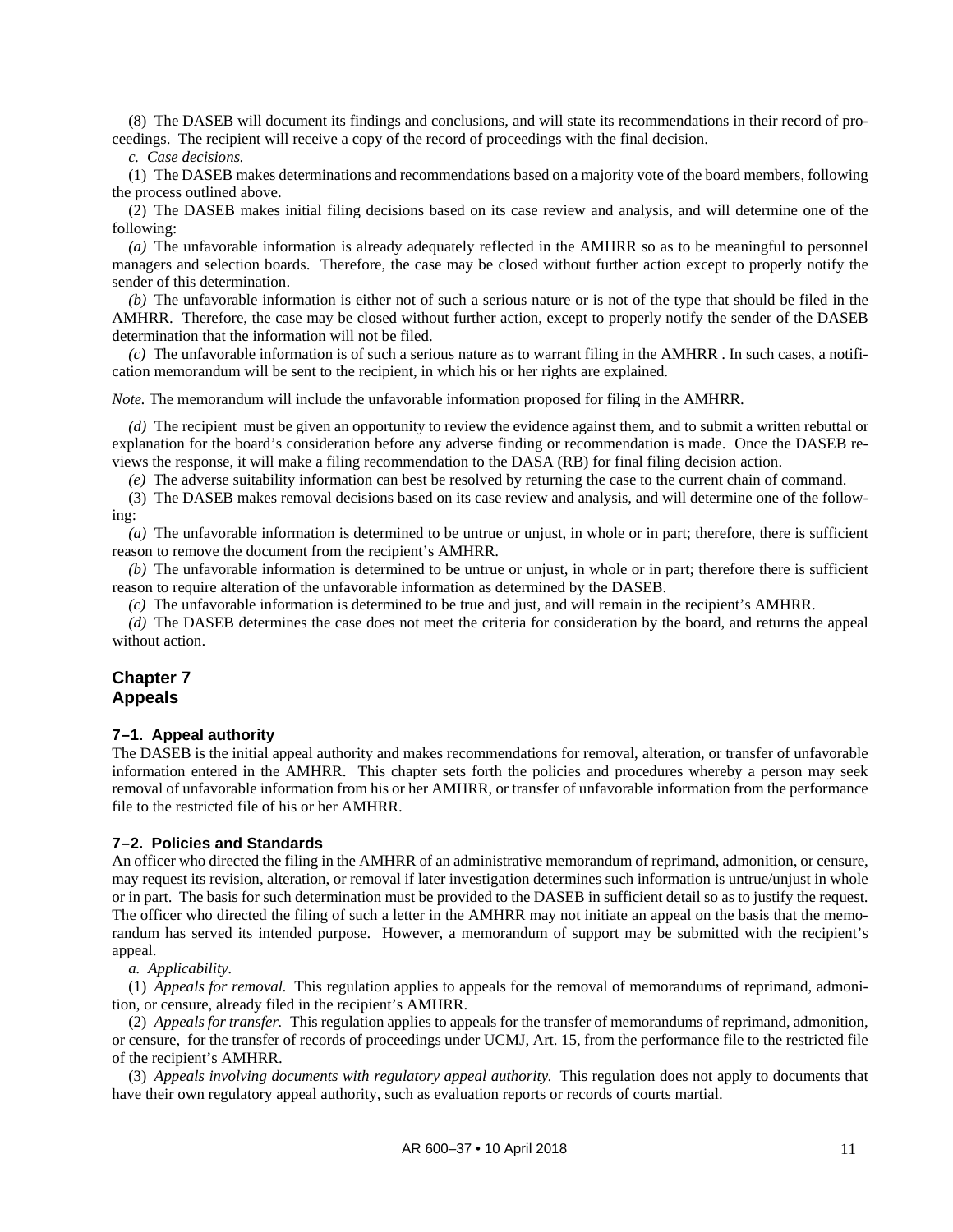(8) The DASEB will document its findings and conclusions, and will state its recommendations in their record of proceedings. The recipient will receive a copy of the record of proceedings with the final decision.

*c. Case decisions.*

(1) The DASEB makes determinations and recommendations based on a majority vote of the board members, following the process outlined above.

(2) The DASEB makes initial filing decisions based on its case review and analysis, and will determine one of the following:

*(a)* The unfavorable information is already adequately reflected in the AMHRR so as to be meaningful to personnel managers and selection boards. Therefore, the case may be closed without further action except to properly notify the sender of this determination.

*(b)* The unfavorable information is either not of such a serious nature or is not of the type that should be filed in the AMHRR. Therefore, the case may be closed without further action, except to properly notify the sender of the DASEB determination that the information will not be filed.

*(c)* The unfavorable information is of such a serious nature as to warrant filing in the AMHRR . In such cases, a notification memorandum will be sent to the recipient, in which his or her rights are explained.

*Note.* The memorandum will include the unfavorable information proposed for filing in the AMHRR.

*(d)* The recipient must be given an opportunity to review the evidence against them, and to submit a written rebuttal or explanation for the board's consideration before any adverse finding or recommendation is made. Once the DASEB reviews the response, it will make a filing recommendation to the DASA (RB) for final filing decision action.

*(e)* The adverse suitability information can best be resolved by returning the case to the current chain of command.

(3) The DASEB makes removal decisions based on its case review and analysis, and will determine one of the following:

*(a)* The unfavorable information is determined to be untrue or unjust, in whole or in part; therefore, there is sufficient reason to remove the document from the recipient's AMHRR.

*(b)* The unfavorable information is determined to be untrue or unjust, in whole or in part; therefore there is sufficient reason to require alteration of the unfavorable information as determined by the DASEB.

*(c)* The unfavorable information is determined to be true and just, and will remain in the recipient's AMHRR.

*(d)* The DASEB determines the case does not meet the criteria for consideration by the board, and returns the appeal without action.

## Chapter 7
## Appeals

### 7–1. Appeal authority

The DASEB is the initial appeal authority and makes recommendations for removal, alteration, or transfer of unfavorable information entered in the AMHRR. This chapter sets forth the policies and procedures whereby a person may seek removal of unfavorable information from his or her AMHRR, or transfer of unfavorable information from the performance file to the restricted file of his or her AMHRR.

### 7–2. Policies and Standards

An officer who directed the filing in the AMHRR of an administrative memorandum of reprimand, admonition, or censure, may request its revision, alteration, or removal if later investigation determines such information is untrue/unjust in whole or in part. The basis for such determination must be provided to the DASEB in sufficient detail so as to justify the request. The officer who directed the filing of such a letter in the AMHRR may not initiate an appeal on the basis that the memorandum has served its intended purpose. However, a memorandum of support may be submitted with the recipient's appeal.

*a. Applicability.*

(1) *Appeals for removal.* This regulation applies to appeals for the removal of memorandums of reprimand, admonition, or censure, already filed in the recipient's AMHRR.

(2) *Appeals for transfer.* This regulation applies to appeals for the transfer of memorandums of reprimand, admonition, or censure, for the transfer of records of proceedings under UCMJ, Art. 15, from the performance file to the restricted file of the recipient's AMHRR.

(3) *Appeals involving documents with regulatory appeal authority.* This regulation does not apply to documents that have their own regulatory appeal authority, such as evaluation reports or records of courts martial.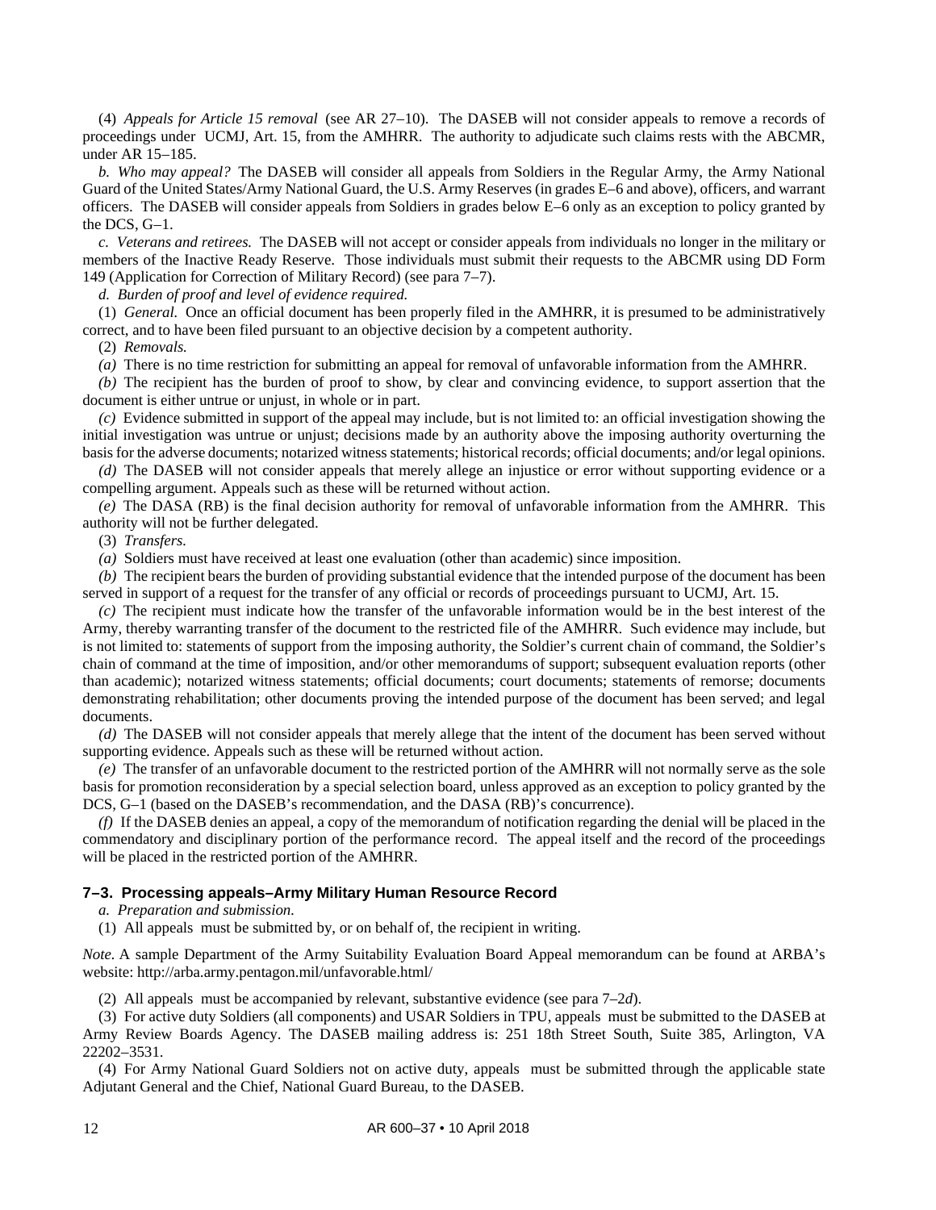(4) *Appeals for Article 15 removal* (see AR 27–10). The DASEB will not consider appeals to remove a records of proceedings under UCMJ, Art. 15, from the AMHRR. The authority to adjudicate such claims rests with the ABCMR, under AR 15–185.

*b. Who may appeal?* The DASEB will consider all appeals from Soldiers in the Regular Army, the Army National Guard of the United States/Army National Guard, the U.S. Army Reserves (in grades E–6 and above), officers, and warrant officers. The DASEB will consider appeals from Soldiers in grades below E–6 only as an exception to policy granted by the DCS, G–1.

*c. Veterans and retirees.* The DASEB will not accept or consider appeals from individuals no longer in the military or members of the Inactive Ready Reserve. Those individuals must submit their requests to the ABCMR using DD Form 149 (Application for Correction of Military Record) (see para 7–7).

*d. Burden of proof and level of evidence required.*

(1) *General.* Once an official document has been properly filed in the AMHRR, it is presumed to be administratively correct, and to have been filed pursuant to an objective decision by a competent authority.

(2) *Removals.*

*(a)* There is no time restriction for submitting an appeal for removal of unfavorable information from the AMHRR.

*(b)* The recipient has the burden of proof to show, by clear and convincing evidence, to support assertion that the document is either untrue or unjust, in whole or in part.

*(c)* Evidence submitted in support of the appeal may include, but is not limited to: an official investigation showing the initial investigation was untrue or unjust; decisions made by an authority above the imposing authority overturning the basis for the adverse documents; notarized witness statements; historical records; official documents; and/or legal opinions.

*(d)* The DASEB will not consider appeals that merely allege an injustice or error without supporting evidence or a compelling argument. Appeals such as these will be returned without action.

*(e)* The DASA (RB) is the final decision authority for removal of unfavorable information from the AMHRR. This authority will not be further delegated.

(3) *Transfers.*

*(a)* Soldiers must have received at least one evaluation (other than academic) since imposition.

*(b)* The recipient bears the burden of providing substantial evidence that the intended purpose of the document has been served in support of a request for the transfer of any official or records of proceedings pursuant to UCMJ, Art. 15.

*(c)* The recipient must indicate how the transfer of the unfavorable information would be in the best interest of the Army, thereby warranting transfer of the document to the restricted file of the AMHRR. Such evidence may include, but is not limited to: statements of support from the imposing authority, the Soldier's current chain of command, the Soldier's chain of command at the time of imposition, and/or other memorandums of support; subsequent evaluation reports (other than academic); notarized witness statements; official documents; court documents; statements of remorse; documents demonstrating rehabilitation; other documents proving the intended purpose of the document has been served; and legal documents.

*(d)* The DASEB will not consider appeals that merely allege that the intent of the document has been served without supporting evidence. Appeals such as these will be returned without action.

*(e)* The transfer of an unfavorable document to the restricted portion of the AMHRR will not normally serve as the sole basis for promotion reconsideration by a special selection board, unless approved as an exception to policy granted by the DCS, G–1 (based on the DASEB's recommendation, and the DASA (RB)'s concurrence).

*(f)* If the DASEB denies an appeal, a copy of the memorandum of notification regarding the denial will be placed in the commendatory and disciplinary portion of the performance record. The appeal itself and the record of the proceedings will be placed in the restricted portion of the AMHRR.

### 7–3. Processing appeals–Army Military Human Resource Record

*a. Preparation and submission.*

(1) All appeals must be submitted by, or on behalf of, the recipient in writing.

*Note.* A sample Department of the Army Suitability Evaluation Board Appeal memorandum can be found at ARBA's website: http://arba.army.pentagon.mil/unfavorable.html/

(2) All appeals must be accompanied by relevant, substantive evidence (see para 7–2*d*).

(3) For active duty Soldiers (all components) and USAR Soldiers in TPU, appeals must be submitted to the DASEB at Army Review Boards Agency. The DASEB mailing address is: 251 18th Street South, Suite 385, Arlington, VA 22202–3531.

(4) For Army National Guard Soldiers not on active duty, appeals must be submitted through the applicable state Adjutant General and the Chief, National Guard Bureau, to the DASEB.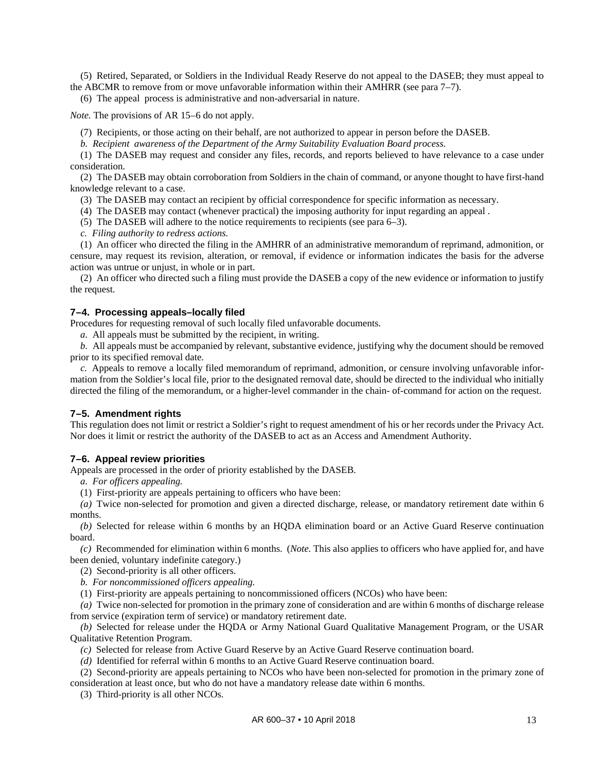(5) Retired, Separated, or Soldiers in the Individual Ready Reserve do not appeal to the DASEB; they must appeal to the ABCMR to remove from or move unfavorable information within their AMHRR (see para 7–7).

(6) The appeal process is administrative and non-adversarial in nature.

*Note.* The provisions of AR 15–6 do not apply.

(7) Recipients, or those acting on their behalf, are not authorized to appear in person before the DASEB.

*b. Recipient awareness of the Department of the Army Suitability Evaluation Board process.*

(1) The DASEB may request and consider any files, records, and reports believed to have relevance to a case under consideration.

(2) The DASEB may obtain corroboration from Soldiers in the chain of command, or anyone thought to have first-hand knowledge relevant to a case.

(3) The DASEB may contact an recipient by official correspondence for specific information as necessary.

(4) The DASEB may contact (whenever practical) the imposing authority for input regarding an appeal .

(5) The DASEB will adhere to the notice requirements to recipients (see para 6–3).

*c. Filing authority to redress actions.*

(1) An officer who directed the filing in the AMHRR of an administrative memorandum of reprimand, admonition, or censure, may request its revision, alteration, or removal, if evidence or information indicates the basis for the adverse action was untrue or unjust, in whole or in part.

(2) An officer who directed such a filing must provide the DASEB a copy of the new evidence or information to justify the request.

### 7–4. Processing appeals–locally filed

Procedures for requesting removal of such locally filed unfavorable documents.

*a.* All appeals must be submitted by the recipient, in writing.

*b.* All appeals must be accompanied by relevant, substantive evidence, justifying why the document should be removed prior to its specified removal date.

*c.* Appeals to remove a locally filed memorandum of reprimand, admonition, or censure involving unfavorable information from the Soldier's local file, prior to the designated removal date, should be directed to the individual who initially directed the filing of the memorandum, or a higher-level commander in the chain- of-command for action on the request.

### 7–5. Amendment rights

This regulation does not limit or restrict a Soldier's right to request amendment of his or her records under the Privacy Act. Nor does it limit or restrict the authority of the DASEB to act as an Access and Amendment Authority.

### 7–6. Appeal review priorities

Appeals are processed in the order of priority established by the DASEB.

*a. For officers appealing.*

(1) First-priority are appeals pertaining to officers who have been:

*(a)* Twice non-selected for promotion and given a directed discharge, release, or mandatory retirement date within 6 months.

*(b)* Selected for release within 6 months by an HQDA elimination board or an Active Guard Reserve continuation board.

*(c)* Recommended for elimination within 6 months. (*Note.* This also applies to officers who have applied for, and have been denied, voluntary indefinite category.)

(2) Second-priority is all other officers.

*b. For noncommissioned officers appealing.*

(1) First-priority are appeals pertaining to noncommissioned officers (NCOs) who have been:

*(a)* Twice non-selected for promotion in the primary zone of consideration and are within 6 months of discharge release from service (expiration term of service) or mandatory retirement date.

*(b)* Selected for release under the HQDA or Army National Guard Qualitative Management Program, or the USAR Qualitative Retention Program.

*(c)* Selected for release from Active Guard Reserve by an Active Guard Reserve continuation board.

*(d)* Identified for referral within 6 months to an Active Guard Reserve continuation board.

(2) Second-priority are appeals pertaining to NCOs who have been non-selected for promotion in the primary zone of consideration at least once, but who do not have a mandatory release date within 6 months.

(3) Third-priority is all other NCOs.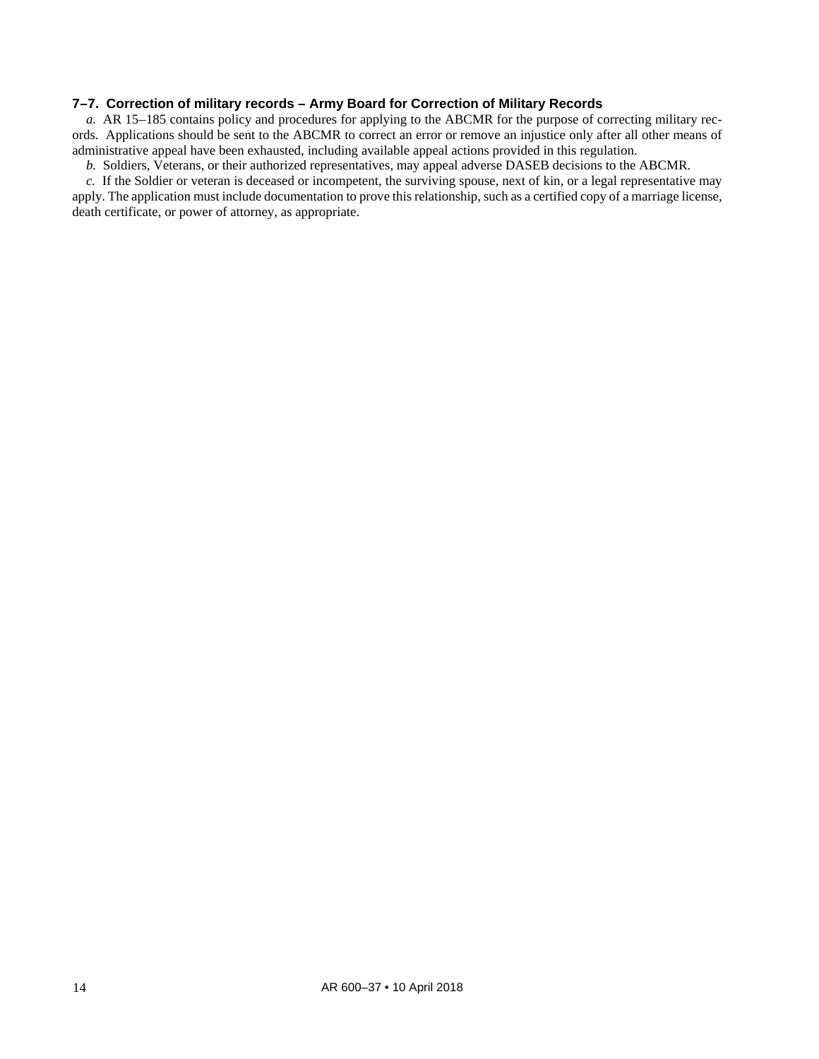### 7–7. Correction of military records – Army Board for Correction of Military Records

*a.* AR 15–185 contains policy and procedures for applying to the ABCMR for the purpose of correcting military records. Applications should be sent to the ABCMR to correct an error or remove an injustice only after all other means of administrative appeal have been exhausted, including available appeal actions provided in this regulation.

*b.* Soldiers, Veterans, or their authorized representatives, may appeal adverse DASEB decisions to the ABCMR.

*c.* If the Soldier or veteran is deceased or incompetent, the surviving spouse, next of kin, or a legal representative may apply. The application must include documentation to prove this relationship, such as a certified copy of a marriage license, death certificate, or power of attorney, as appropriate.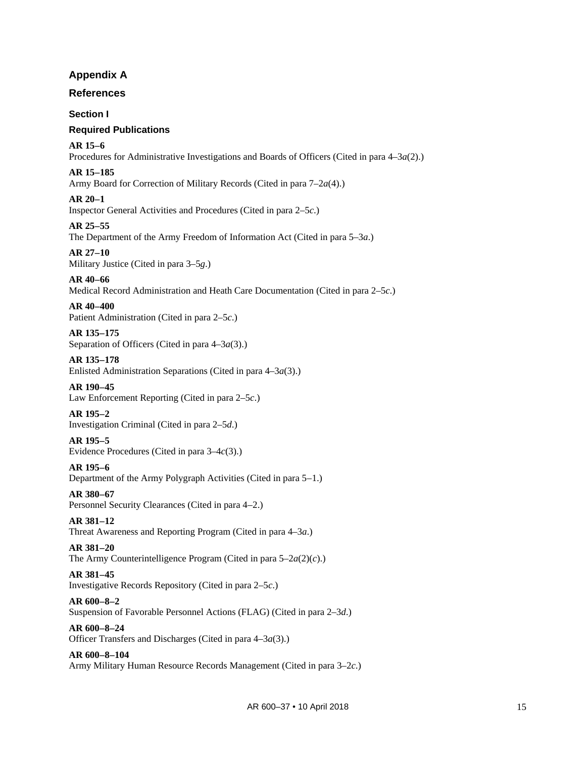# Appendix A

# References

## Section I

## Required Publications

**AR 15–6**
Procedures for Administrative Investigations and Boards of Officers (Cited in para 4–3*a*(2).)

**AR 15–185**
Army Board for Correction of Military Records (Cited in para 7–2*a*(4).)

**AR 20–1**
Inspector General Activities and Procedures (Cited in para 2–5*c*.)

**AR 25–55**
The Department of the Army Freedom of Information Act (Cited in para 5–3*a*.)

**AR 27–10**
Military Justice (Cited in para 3–5*g*.)

**AR 40–66**
Medical Record Administration and Heath Care Documentation (Cited in para 2–5*c*.)

**AR 40–400**
Patient Administration (Cited in para 2–5*c*.)

**AR 135–175**
Separation of Officers (Cited in para 4–3*a*(3).)

**AR 135–178**
Enlisted Administration Separations (Cited in para 4–3*a*(3).)

**AR 190–45**
Law Enforcement Reporting (Cited in para 2–5*c*.)

**AR 195–2**
Investigation Criminal (Cited in para 2–5*d*.)

**AR 195–5**
Evidence Procedures (Cited in para 3–4*c*(3).)

**AR 195–6**
Department of the Army Polygraph Activities (Cited in para 5–1.)

**AR 380–67**
Personnel Security Clearances (Cited in para 4–2.)

**AR 381–12**
Threat Awareness and Reporting Program (Cited in para 4–3*a*.)

**AR 381–20**
The Army Counterintelligence Program (Cited in para 5–2*a*(2)(*c*).)

**AR 381–45**
Investigative Records Repository (Cited in para 2–5*c*.)

**AR 600–8–2**
Suspension of Favorable Personnel Actions (FLAG) (Cited in para 2–3*d*.)

**AR 600–8–24**
Officer Transfers and Discharges (Cited in para 4–3*a*(3).)

**AR 600–8–104**
Army Military Human Resource Records Management (Cited in para 3–2*c*.)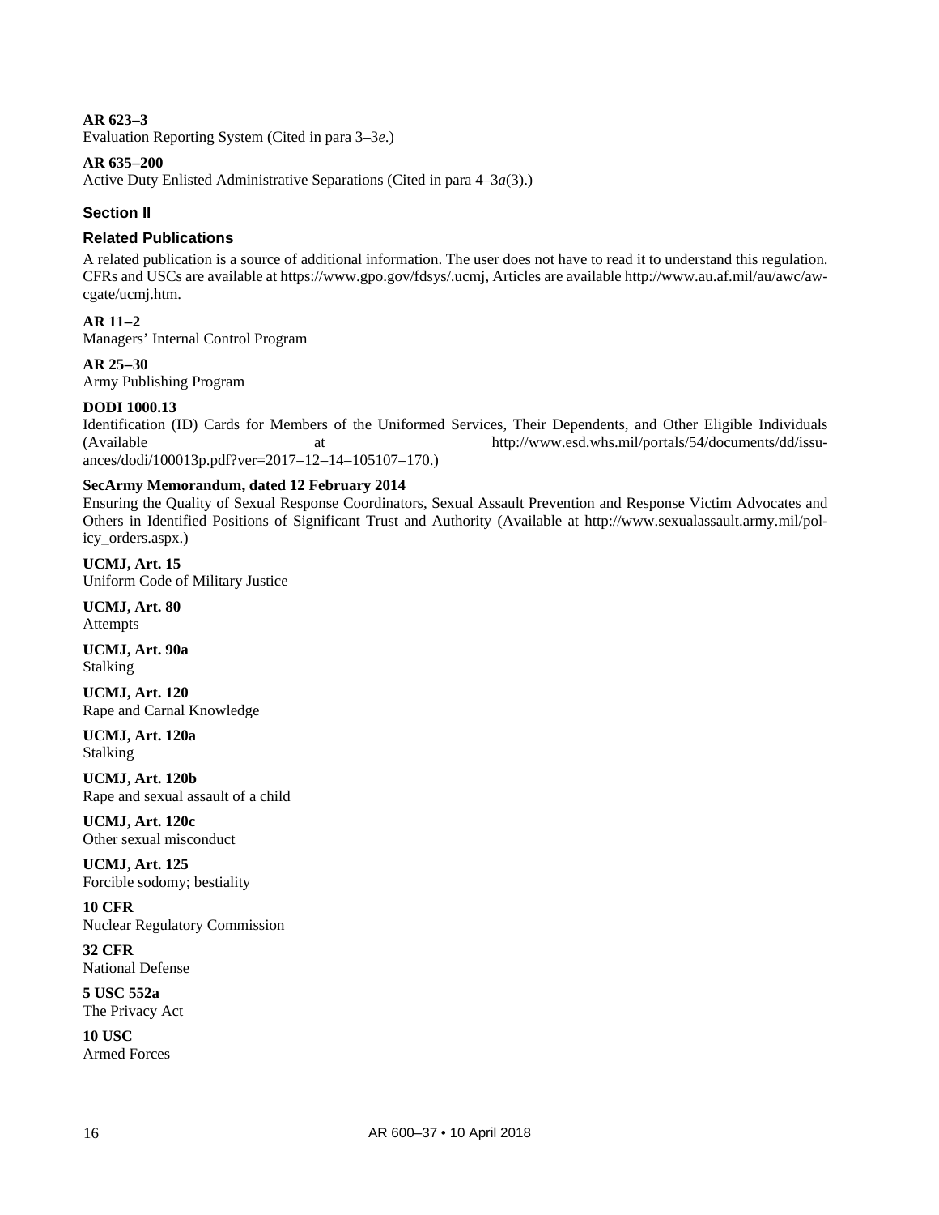**AR 623–3**
Evaluation Reporting System (Cited in para 3–3*e*.)

**AR 635–200**
Active Duty Enlisted Administrative Separations (Cited in para 4–3*a*(3).)

## Section II

## Related Publications

A related publication is a source of additional information. The user does not have to read it to understand this regulation. CFRs and USCs are available at https://www.gpo.gov/fdsys/.ucmj, Articles are available http://www.au.af.mil/au/awc/awcgate/ucmj.htm.

**AR 11–2**
Managers' Internal Control Program

**AR 25–30**
Army Publishing Program

**DODI 1000.13**
Identification (ID) Cards for Members of the Uniformed Services, Their Dependents, and Other Eligible Individuals (Available at http://www.esd.whs.mil/portals/54/documents/dd/issuances/dodi/100013p.pdf?ver=2017–12–14–105107–170.)

**SecArmy Memorandum, dated 12 February 2014**
Ensuring the Quality of Sexual Response Coordinators, Sexual Assault Prevention and Response Victim Advocates and Others in Identified Positions of Significant Trust and Authority (Available at http://www.sexualassault.army.mil/policy_orders.aspx.)

**UCMJ, Art. 15**
Uniform Code of Military Justice

**UCMJ, Art. 80**
Attempts

**UCMJ, Art. 90a**
Stalking

**UCMJ, Art. 120**
Rape and Carnal Knowledge

**UCMJ, Art. 120a**
Stalking

**UCMJ, Art. 120b**
Rape and sexual assault of a child

**UCMJ, Art. 120c**
Other sexual misconduct

**UCMJ, Art. 125**
Forcible sodomy; bestiality

**10 CFR**
Nuclear Regulatory Commission

**32 CFR**
National Defense

**5 USC 552a**
The Privacy Act

**10 USC**
Armed Forces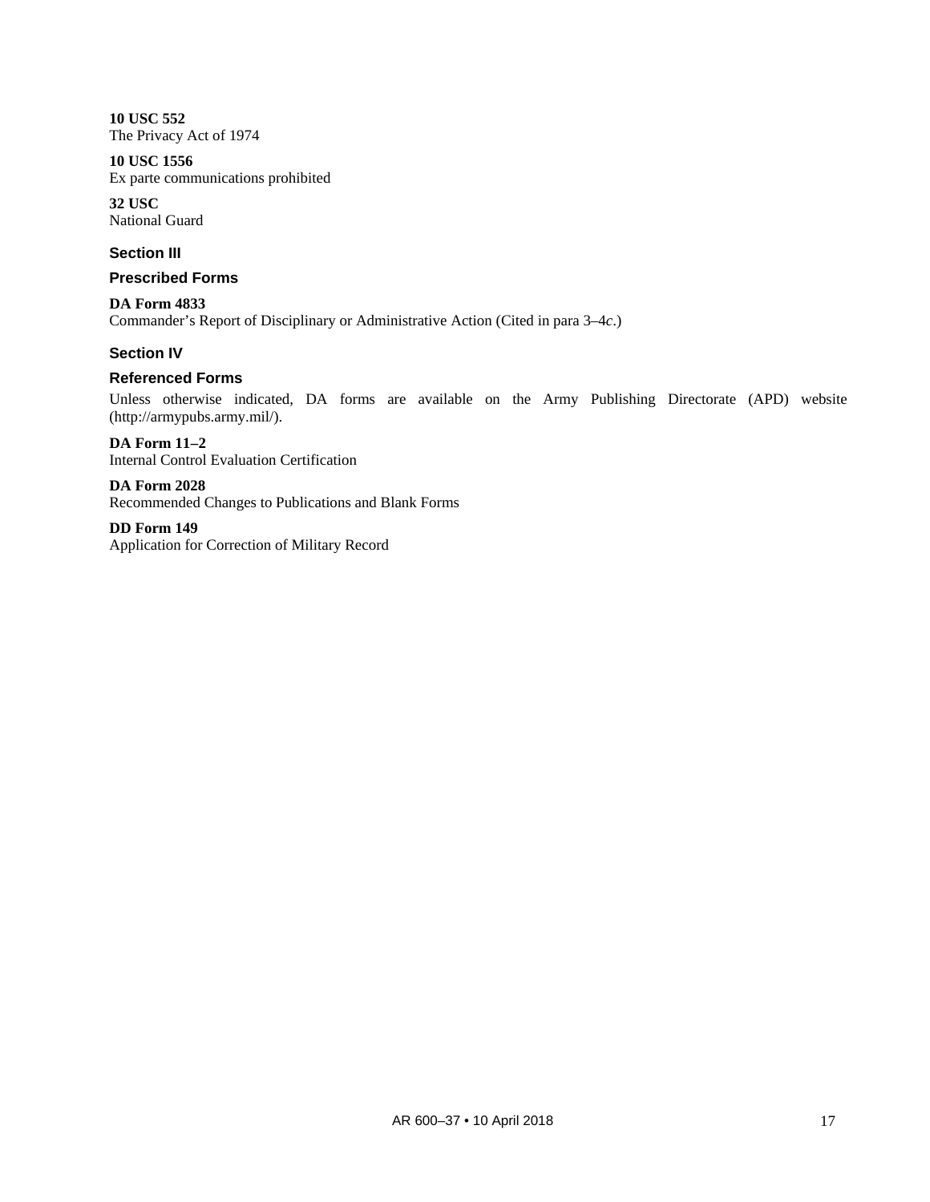**10 USC 552**
The Privacy Act of 1974

**10 USC 1556**
Ex parte communications prohibited

**32 USC**
National Guard

## Section III

## Prescribed Forms

**DA Form 4833**
Commander's Report of Disciplinary or Administrative Action (Cited in para 3–4*c*.)

## Section IV

## Referenced Forms

Unless otherwise indicated, DA forms are available on the Army Publishing Directorate (APD) website (http://armypubs.army.mil/).

**DA Form 11–2**
Internal Control Evaluation Certification

**DA Form 2028**
Recommended Changes to Publications and Blank Forms

**DD Form 149**
Application for Correction of Military Record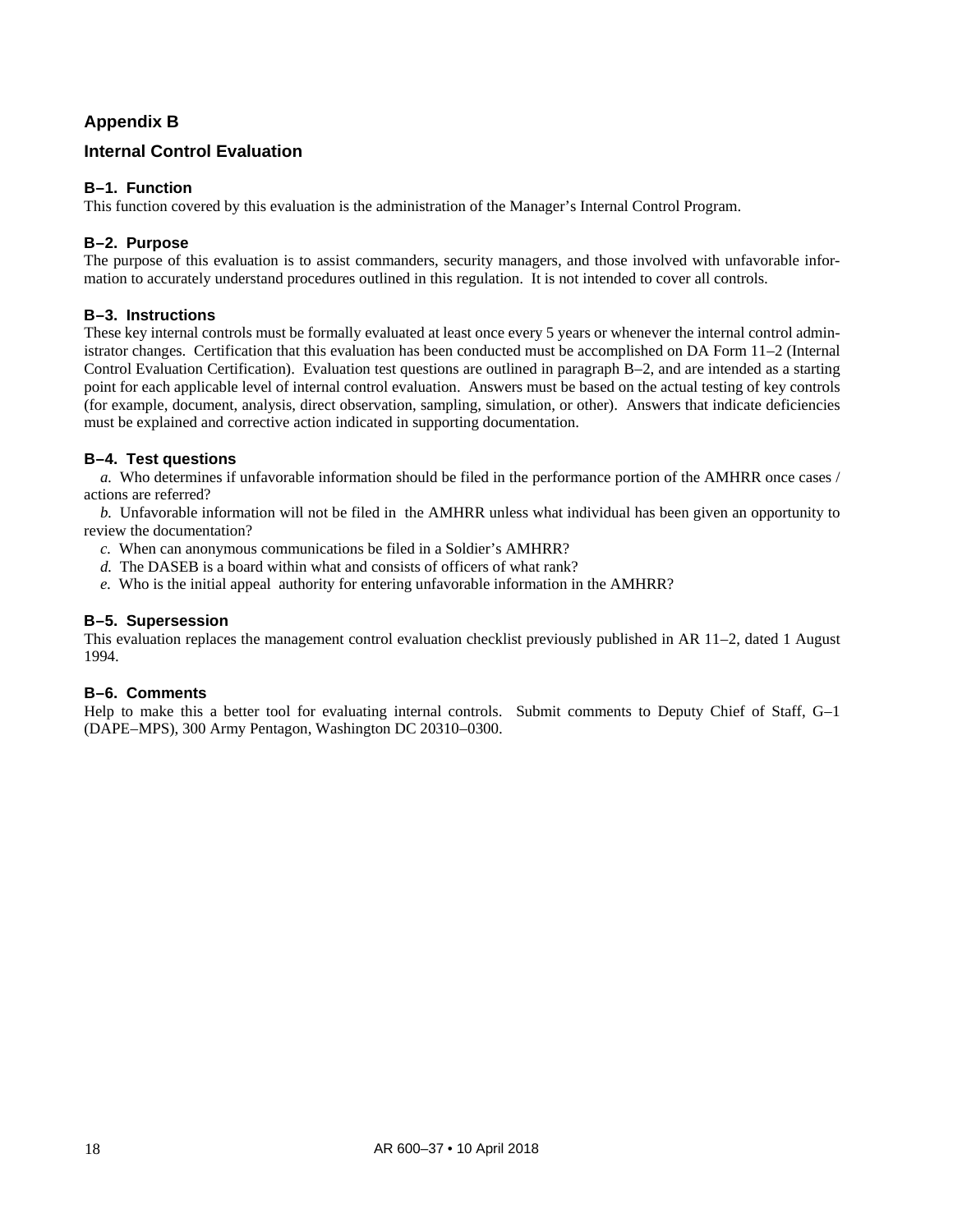## Appendix B

## Internal Control Evaluation

### B–1. Function

This function covered by this evaluation is the administration of the Manager's Internal Control Program.

### B–2. Purpose

The purpose of this evaluation is to assist commanders, security managers, and those involved with unfavorable information to accurately understand procedures outlined in this regulation. It is not intended to cover all controls.

### B–3. Instructions

These key internal controls must be formally evaluated at least once every 5 years or whenever the internal control administrator changes. Certification that this evaluation has been conducted must be accomplished on DA Form 11–2 (Internal Control Evaluation Certification). Evaluation test questions are outlined in paragraph B–2, and are intended as a starting point for each applicable level of internal control evaluation. Answers must be based on the actual testing of key controls (for example, document, analysis, direct observation, sampling, simulation, or other). Answers that indicate deficiencies must be explained and corrective action indicated in supporting documentation.

### B–4. Test questions

*a.* Who determines if unfavorable information should be filed in the performance portion of the AMHRR once cases / actions are referred?

*b.* Unfavorable information will not be filed in the AMHRR unless what individual has been given an opportunity to review the documentation?

*c.* When can anonymous communications be filed in a Soldier's AMHRR?

*d.* The DASEB is a board within what and consists of officers of what rank?

*e.* Who is the initial appeal authority for entering unfavorable information in the AMHRR?

### B–5. Supersession

This evaluation replaces the management control evaluation checklist previously published in AR 11–2, dated 1 August 1994.

### B–6. Comments

Help to make this a better tool for evaluating internal controls. Submit comments to Deputy Chief of Staff, G–1 (DAPE–MPS), 300 Army Pentagon, Washington DC 20310–0300.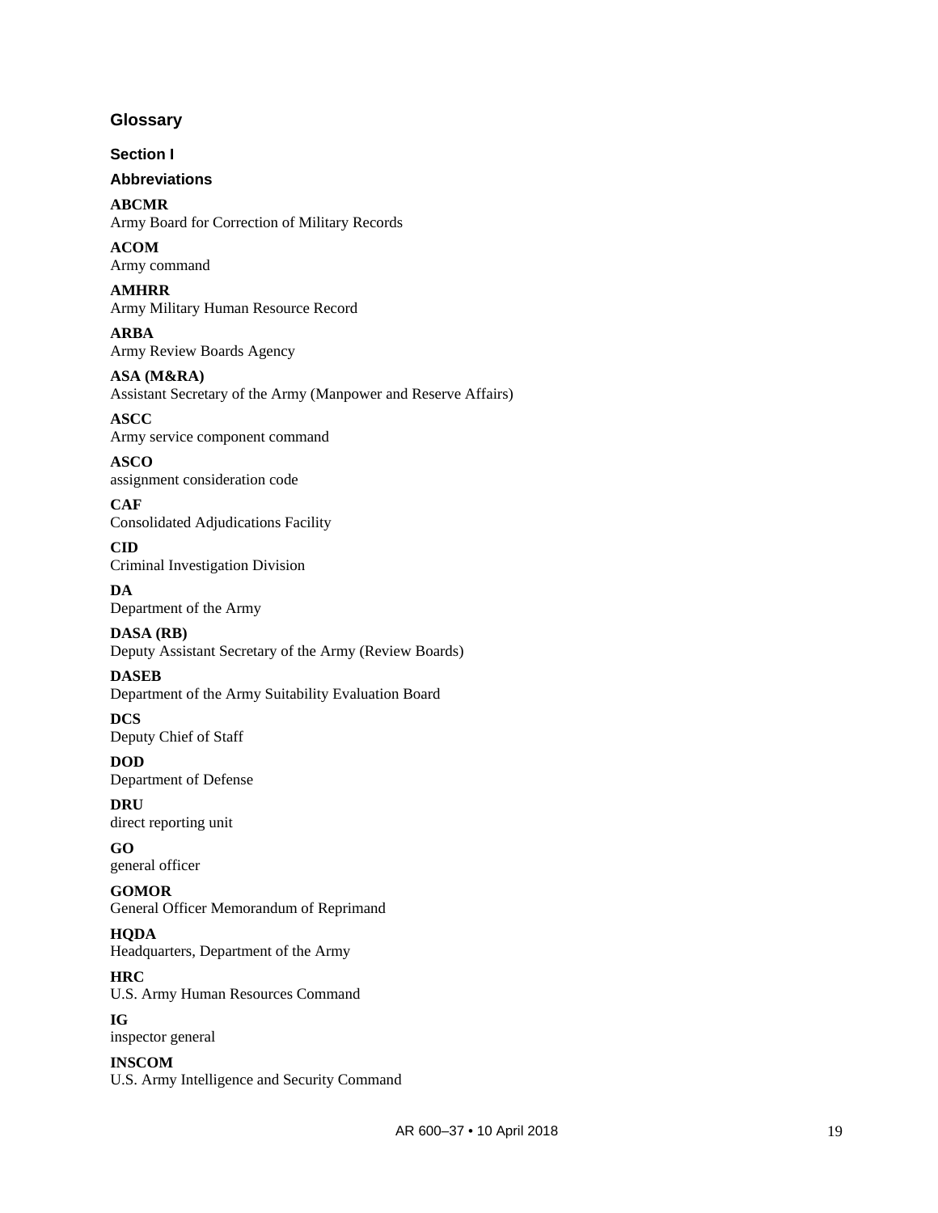## Glossary

### Section I

### Abbreviations

**ABCMR**
Army Board for Correction of Military Records

**ACOM**
Army command

**AMHRR**
Army Military Human Resource Record

**ARBA**
Army Review Boards Agency

**ASA (M&RA)**
Assistant Secretary of the Army (Manpower and Reserve Affairs)

**ASCC**
Army service component command

**ASCO**
assignment consideration code

**CAF**
Consolidated Adjudications Facility

**CID**
Criminal Investigation Division

**DA**
Department of the Army

**DASA (RB)**
Deputy Assistant Secretary of the Army (Review Boards)

**DASEB**
Department of the Army Suitability Evaluation Board

**DCS**
Deputy Chief of Staff

**DOD**
Department of Defense

**DRU**
direct reporting unit

**GO**
general officer

**GOMOR**
General Officer Memorandum of Reprimand

**HQDA**
Headquarters, Department of the Army

**HRC**
U.S. Army Human Resources Command

**IG**
inspector general

**INSCOM**
U.S. Army Intelligence and Security Command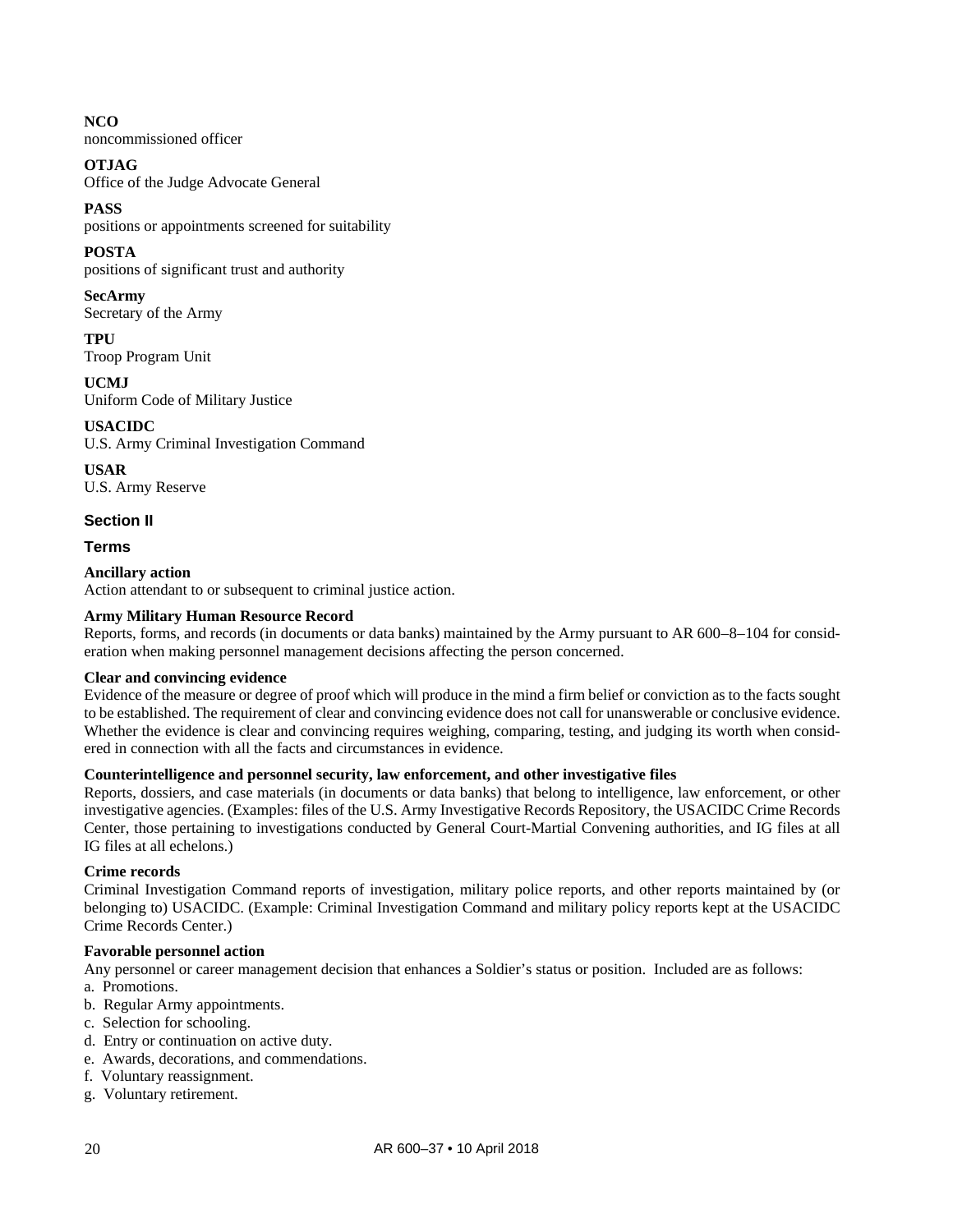**NCO**
noncommissioned officer

**OTJAG**
Office of the Judge Advocate General

**PASS**
positions or appointments screened for suitability

**POSTA**
positions of significant trust and authority

**SecArmy**
Secretary of the Army

**TPU**
Troop Program Unit

**UCMJ**
Uniform Code of Military Justice

**USACIDC**
U.S. Army Criminal Investigation Command

**USAR**
U.S. Army Reserve

## Section II

## Terms

**Ancillary action**
Action attendant to or subsequent to criminal justice action.

**Army Military Human Resource Record**
Reports, forms, and records (in documents or data banks) maintained by the Army pursuant to AR 600–8–104 for consideration when making personnel management decisions affecting the person concerned.

**Clear and convincing evidence**
Evidence of the measure or degree of proof which will produce in the mind a firm belief or conviction as to the facts sought to be established. The requirement of clear and convincing evidence does not call for unanswerable or conclusive evidence. Whether the evidence is clear and convincing requires weighing, comparing, testing, and judging its worth when considered in connection with all the facts and circumstances in evidence.

**Counterintelligence and personnel security, law enforcement, and other investigative files**
Reports, dossiers, and case materials (in documents or data banks) that belong to intelligence, law enforcement, or other investigative agencies. (Examples: files of the U.S. Army Investigative Records Repository, the USACIDC Crime Records Center, those pertaining to investigations conducted by General Court-Martial Convening authorities, and IG files at all IG files at all echelons.)

**Crime records**
Criminal Investigation Command reports of investigation, military police reports, and other reports maintained by (or belonging to) USACIDC. (Example: Criminal Investigation Command and military policy reports kept at the USACIDC Crime Records Center.)

**Favorable personnel action**
Any personnel or career management decision that enhances a Soldier's status or position. Included are as follows:
a. Promotions.
b. Regular Army appointments.
c. Selection for schooling.
d. Entry or continuation on active duty.
e. Awards, decorations, and commendations.
f. Voluntary reassignment.
g. Voluntary retirement.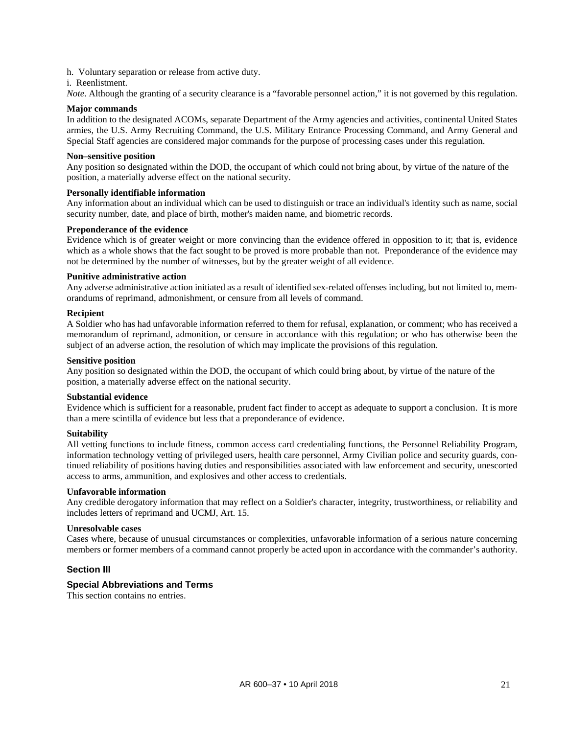h. Voluntary separation or release from active duty.

i. Reenlistment.

*Note*. Although the granting of a security clearance is a "favorable personnel action," it is not governed by this regulation.

**Major commands**

In addition to the designated ACOMs, separate Department of the Army agencies and activities, continental United States armies, the U.S. Army Recruiting Command, the U.S. Military Entrance Processing Command, and Army General and Special Staff agencies are considered major commands for the purpose of processing cases under this regulation.

**Non–sensitive position**

Any position so designated within the DOD, the occupant of which could not bring about, by virtue of the nature of the position, a materially adverse effect on the national security.

**Personally identifiable information**

Any information about an individual which can be used to distinguish or trace an individual's identity such as name, social security number, date, and place of birth, mother's maiden name, and biometric records.

**Preponderance of the evidence**

Evidence which is of greater weight or more convincing than the evidence offered in opposition to it; that is, evidence which as a whole shows that the fact sought to be proved is more probable than not. Preponderance of the evidence may not be determined by the number of witnesses, but by the greater weight of all evidence.

**Punitive administrative action**

Any adverse administrative action initiated as a result of identified sex-related offenses including, but not limited to, memorandums of reprimand, admonishment, or censure from all levels of command.

**Recipient**

A Soldier who has had unfavorable information referred to them for refusal, explanation, or comment; who has received a memorandum of reprimand, admonition, or censure in accordance with this regulation; or who has otherwise been the subject of an adverse action, the resolution of which may implicate the provisions of this regulation.

**Sensitive position**

Any position so designated within the DOD, the occupant of which could bring about, by virtue of the nature of the position, a materially adverse effect on the national security.

**Substantial evidence**

Evidence which is sufficient for a reasonable, prudent fact finder to accept as adequate to support a conclusion. It is more than a mere scintilla of evidence but less that a preponderance of evidence.

**Suitability**

All vetting functions to include fitness, common access card credentialing functions, the Personnel Reliability Program, information technology vetting of privileged users, health care personnel, Army Civilian police and security guards, continued reliability of positions having duties and responsibilities associated with law enforcement and security, unescorted access to arms, ammunition, and explosives and other access to credentials.

**Unfavorable information**

Any credible derogatory information that may reflect on a Soldier's character, integrity, trustworthiness, or reliability and includes letters of reprimand and UCMJ, Art. 15.

**Unresolvable cases**

Cases where, because of unusual circumstances or complexities, unfavorable information of a serious nature concerning members or former members of a command cannot properly be acted upon in accordance with the commander's authority.

## Section III

### Special Abbreviations and Terms

This section contains no entries.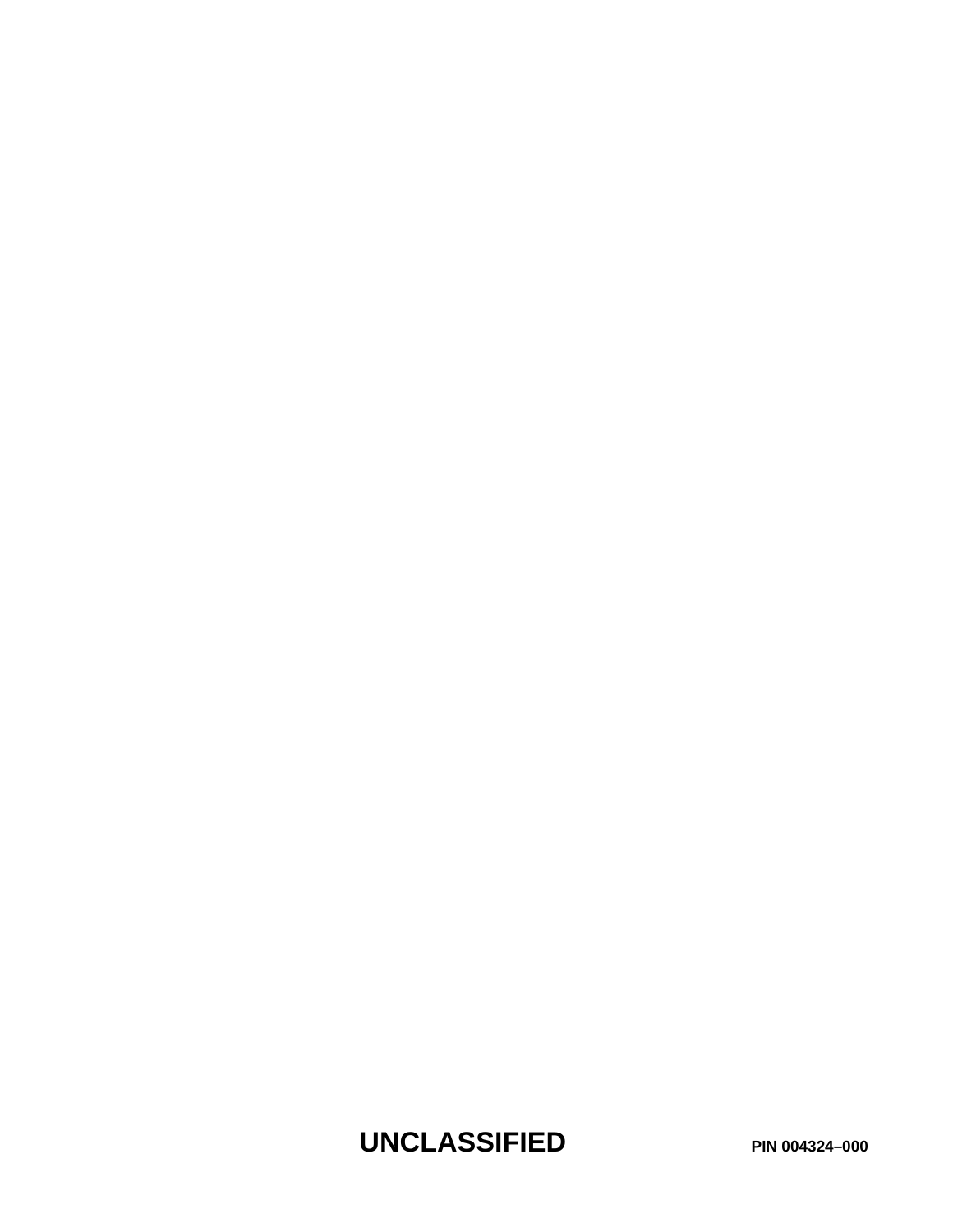**UNCLASSIFIED** **PIN 004324–000**